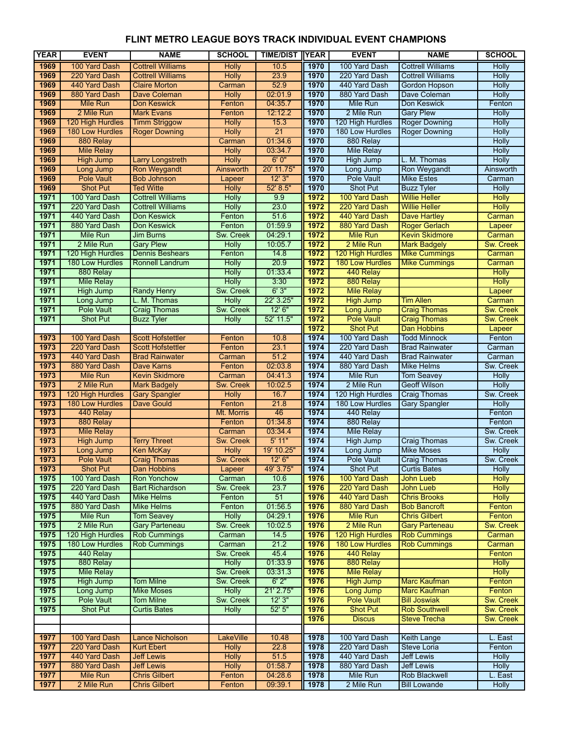# FLINT METRO LEAGUE BOYS TRACK INDIVIDUAL EVENT CHAMPIONS

| YEAR | EVENT | NAME | SCHOOL | TIME/DIST | YEAR | EVENT | NAME | SCHOOL |
|---|---|---|---|---|---|---|---|---|
| 1969 | 100 Yard Dash | Cottrell Williams | Holly | 10.5 | 1970 | 100 Yard Dash | Cottrell Williams | Holly |
| 1969 | 220 Yard Dash | Cottrell Williams | Holly | 23.9 | 1970 | 220 Yard Dash | Cottrell Williams | Holly |
| 1969 | 440 Yard Dash | Claire Morton | Carman | 52.9 | 1970 | 440 Yard Dash | Gordon Hopson | Holly |
| 1969 | 880 Yard Dash | Dave Coleman | Holly | 02:01.9 | 1970 | 880 Yard Dash | Dave Coleman | Holly |
| 1969 | Mile Run | Don Keswick | Fenton | 04:35.7 | 1970 | Mile Run | Don Keswick | Fenton |
| 1969 | 2 Mile Run | Mark Evans | Fenton | 12:12.2 | 1970 | 2 Mile Run | Gary Plew | Holly |
| 1969 | 120 High Hurdles | Timm Striggow | Holly | 15.3 | 1970 | 120 High Hurdles | Roger Downing | Holly |
| 1969 | 180 Low Hurdles | Roger Downing | Holly | 21 | 1970 | 180 Low Hurdles | Roger Downing | Holly |
| 1969 | 880 Relay | | Carman | 01:34.6 | 1970 | 880 Relay | | Holly |
| 1969 | Mile Relay | | Holly | 03:34.7 | 1970 | Mile Relay | | Holly |
| 1969 | High Jump | Larry Longstreth | Holly | 6' 0" | 1970 | High Jump | L. M. Thomas | Holly |
| 1969 | Long Jump | Ron Weygandt | Ainsworth | 20' 11.75" | 1970 | Long Jump | Ron Weygandt | Ainsworth |
| 1969 | Pole Vault | Bob Johnson | Lapeer | 12' 3" | 1970 | Pole Vault | Mike Estes | Carman |
| 1969 | Shot Put | Ted Witte | Holly | 52' 8.5" | 1970 | Shot Put | Buzz Tyler | Holly |
| 1971 | 100 Yard Dash | Cottrell Williams | Holly | 9.9 | 1972 | 100 Yard Dash | Willie Heller | Holly |
| 1971 | 220 Yard Dash | Cottrell Williams | Holly | 23.0 | 1972 | 220 Yard Dash | Willie Heller | Holly |
| 1971 | 440 Yard Dash | Don Keswick | Fenton | 51.6 | 1972 | 440 Yard Dash | Dave Hartley | Carman |
| 1971 | 880 Yard Dash | Don Keswick | Fenton | 01:59.9 | 1972 | 880 Yard Dash | Roger Gerlach | Lapeer |
| 1971 | Mile Run | Jim Burns | Sw. Creek | 04:29.1 | 1972 | Mile Run | Kevin Skidmore | Carman |
| 1971 | 2 Mile Run | Gary Plew | Holly | 10:05.7 | 1972 | 2 Mile Run | Mark Badgely | Sw. Creek |
| 1971 | 120 High Hurdles | Dennis Beshears | Fenton | 14.8 | 1972 | 120 High Hurdles | Mike Cummings | Carman |
| 1971 | 180 Low Hurdles | Ronnell Landrum | Holly | 20.9 | 1972 | 180 Low Hurdles | Mike Cummings | Carman |
| 1971 | 880 Relay | | Holly | 01:33.4 | 1972 | 440 Relay | | Holly |
| 1971 | Mile Relay | | Holly | 3:30 | 1972 | 880 Relay | | Holly |
| 1971 | High Jump | Randy Henry | Sw. Creek | 6' 3" | 1972 | Mile Relay | | Lapeer |
| 1971 | Long Jump | L. M. Thomas | Holly | 22' 3.25" | 1972 | High Jump | Tim Allen | Carman |
| 1971 | Pole Vault | Craig Thomas | Sw. Creek | 12' 6" | 1972 | Long Jump | Craig Thomas | Sw. Creek |
| 1971 | Shot Put | Buzz Tyler | Holly | 52' 11.5" | 1972 | Pole Vault | Craig Thomas | Sw. Creek |
| | | | | | 1972 | Shot Put | Dan Hobbins | Lapeer |
| 1973 | 100 Yard Dash | Scott Hofstettler | Fenton | 10.8 | 1974 | 100 Yard Dash | Todd Minnock | Fenton |
| 1973 | 220 Yard Dash | Scott Hofstettler | Fenton | 23.1 | 1974 | 220 Yard Dash | Brad Rainwater | Carman |
| 1973 | 440 Yard Dash | Brad Rainwater | Carman | 51.2 | 1974 | 440 Yard Dash | Brad Rainwater | Carman |
| 1973 | 880 Yard Dash | Dave Karns | Fenton | 02:03.8 | 1974 | 880 Yard Dash | Mike Helms | Sw. Creek |
| 1973 | Mile Run | Kevin Skidmore | Carman | 04:41.3 | 1974 | Mile Run | Tom Seavey | Holly |
| 1973 | 2 Mile Run | Mark Badgely | Sw. Creek | 10:02.5 | 1974 | 2 Mile Run | Geoff Wilson | Holly |
| 1973 | 120 High Hurdles | Gary Spangler | Holly | 16.7 | 1974 | 120 High Hurdles | Craig Thomas | Sw. Creek |
| 1973 | 180 Low Hurdles | Dave Gould | Fenton | 21.8 | 1974 | 180 Low Hurdles | Gary Spangler | Holly |
| 1973 | 440 Relay | | Mt. Morris | 46 | 1974 | 440 Relay | | Fenton |
| 1973 | 880 Relay | | Fenton | 01:34.8 | 1974 | 880 Relay | | Fenton |
| 1973 | Mile Relay | | Carman | 03:34.4 | 1974 | Mile Relay | | Sw. Creek |
| 1973 | High Jump | Terry Threet | Sw. Creek | 5' 11" | 1974 | High Jump | Craig Thomas | Sw. Creek |
| 1973 | Long Jump | Ken McKay | Holly | 19' 10.25" | 1974 | Long Jump | Mike Moses | Holly |
| 1973 | Pole Vault | Craig Thomas | Sw. Creek | 12' 6" | 1974 | Pole Vault | Craig Thomas | Sw. Creek |
| 1973 | Shot Put | Dan Hobbins | Lapeer | 49' 3.75" | 1974 | Shot Put | Curtis Bates | Holly |
| 1975 | 100 Yard Dash | Ron Yonchow | Carman | 10.6 | 1976 | 100 Yard Dash | John Lueb | Holly |
| 1975 | 220 Yard Dash | Bart Richardson | Sw. Creek | 23.7 | 1976 | 220 Yard Dash | John Lueb | Holly |
| 1975 | 440 Yard Dash | Mike Helms | Fenton | 51 | 1976 | 440 Yard Dash | Chris Brooks | Holly |
| 1975 | 880 Yard Dash | Mike Helms | Fenton | 01:56.5 | 1976 | 880 Yard Dash | Bob Bancroft | Fenton |
| 1975 | Mile Run | Tom Seavey | Holly | 04:29.1 | 1976 | Mile Run | Chris Gilbert | Fenton |
| 1975 | 2 Mile Run | Gary Parteneau | Sw. Creek | 10:02.5 | 1976 | 2 Mile Run | Gary Parteneau | Sw. Creek |
| 1975 | 120 High Hurdles | Rob Cummings | Carman | 14.5 | 1976 | 120 High Hurdles | Rob Cummings | Carman |
| 1975 | 180 Low Hurdles | Rob Cummings | Carman | 21.2 | 1976 | 180 Low Hurdles | Rob Cummings | Carman |
| 1975 | 440 Relay | | Sw. Creek | 45.4 | 1976 | 440 Relay | | Fenton |
| 1975 | 880 Relay | | Holly | 01:33.9 | 1976 | 880 Relay | | Holly |
| 1975 | Mile Relay | | Sw. Creek | 03:31.3 | 1976 | Mile Relay | | Holly |
| 1975 | High Jump | Tom Milne | Sw. Creek | 6' 2" | 1976 | High Jump | Marc Kaufman | Fenton |
| 1975 | Long Jump | Mike Moses | Holly | 21' 2.75" | 1976 | Long Jump | Marc Kaufman | Fenton |
| 1975 | Pole Vault | Tom Milne | Sw. Creek | 12' 3" | 1976 | Pole Vault | Bill Joswiak | Sw. Creek |
| 1975 | Shot Put | Curtis Bates | Holly | 52' 5" | 1976 | Shot Put | Rob Southwell | Sw. Creek |
| | | | | | 1976 | Discus | Steve Trecha | Sw. Creek |
| | | | | | | | | |
| 1977 | 100 Yard Dash | Lance Nicholson | LakeVille | 10.48 | 1978 | 100 Yard Dash | Keith Lange | L. East |
| 1977 | 220 Yard Dash | Kurt Ebert | Holly | 22.8 | 1978 | 220 Yard Dash | Steve Loria | Fenton |
| 1977 | 440 Yard Dash | Jeff Lewis | Holly | 51.5 | 1978 | 440 Yard Dash | Jeff Lewis | Holly |
| 1977 | 880 Yard Dash | Jeff Lewis | Holly | 01:58.7 | 1978 | 880 Yard Dash | Jeff Lewis | Holly |
| 1977 | Mile Run | Chris Gilbert | Fenton | 04:28.6 | 1978 | Mile Run | Rob Blackwell | L. East |
| 1977 | 2 Mile Run | Chris Gilbert | Fenton | 09:39.1 | 1978 | 2 Mile Run | Bill Lowande | Holly |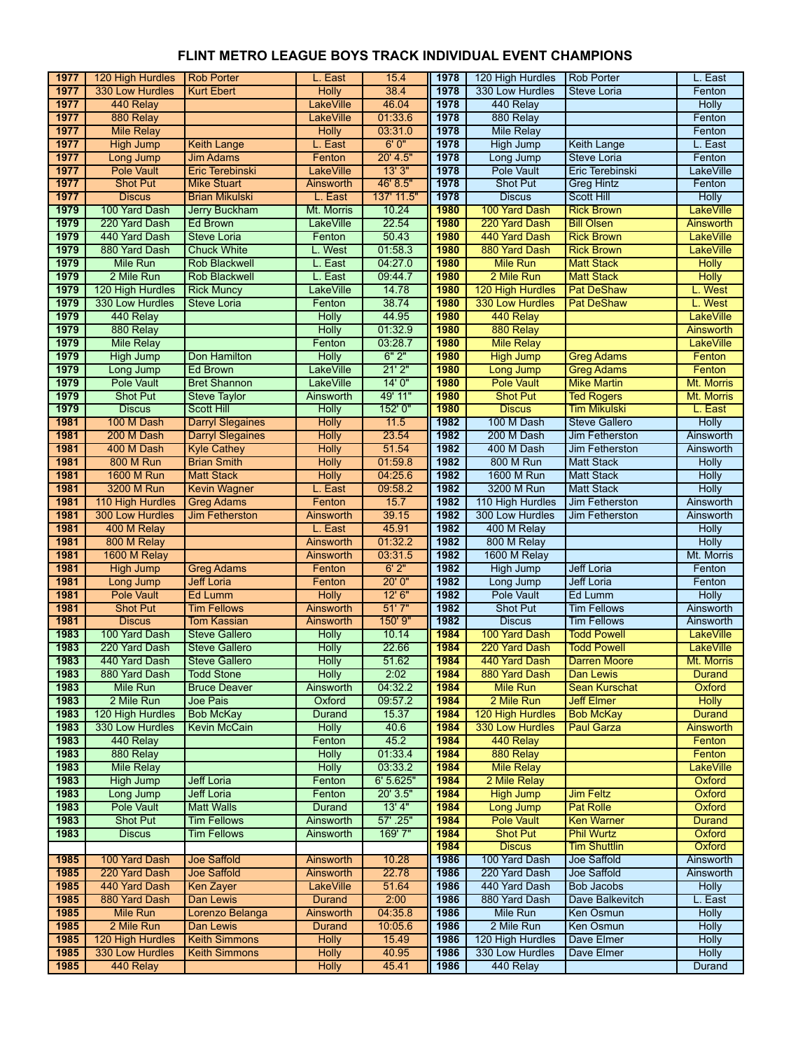# FLINT METRO LEAGUE BOYS TRACK INDIVIDUAL EVENT CHAMPIONS

| Year | Event | Name | School | Mark | Year | Event | Name | School |
|---|---|---|---|---|---|---|---|---|
| 1977 | 120 High Hurdles | Rob Porter | L. East | 15.4 | 1978 | 120 High Hurdles | Rob Porter | L. East |
| 1977 | 330 Low Hurdles | Kurt Ebert | Holly | 38.4 | 1978 | 330 Low Hurdles | Steve Loria | Fenton |
| 1977 | 440 Relay | | LakeVille | 46.04 | 1978 | 440 Relay | | Holly |
| 1977 | 880 Relay | | LakeVille | 01:33.6 | 1978 | 880 Relay | | Fenton |
| 1977 | Mile Relay | | Holly | 03:31.0 | 1978 | Mile Relay | | Fenton |
| 1977 | High Jump | Keith Lange | L. East | 6' 0" | 1978 | High Jump | Keith Lange | L. East |
| 1977 | Long Jump | Jim Adams | Fenton | 20' 4.5" | 1978 | Long Jump | Steve Loria | Fenton |
| 1977 | Pole Vault | Eric Terebinski | LakeVille | 13' 3" | 1978 | Pole Vault | Eric Terebinski | LakeVille |
| 1977 | Shot Put | Mike Stuart | Ainsworth | 46' 8.5" | 1978 | Shot Put | Greg Hintz | Fenton |
| 1977 | Discus | Brian Mikulski | L. East | 137' 11.5" | 1978 | Discus | Scott Hill | Holly |
| 1979 | 100 Yard Dash | Jerry Buckham | Mt. Morris | 10.24 | 1980 | 100 Yard Dash | Rick Brown | LakeVille |
| 1979 | 220 Yard Dash | Ed Brown | LakeVille | 22.54 | 1980 | 220 Yard Dash | Bill Olsen | Ainsworth |
| 1979 | 440 Yard Dash | Steve Loria | Fenton | 50.43 | 1980 | 440 Yard Dash | Rick Brown | LakeVille |
| 1979 | 880 Yard Dash | Chuck White | L. West | 01:58.3 | 1980 | 880 Yard Dash | Rick Brown | LakeVille |
| 1979 | Mile Run | Rob Blackwell | L. East | 04:27.0 | 1980 | Mile Run | Matt Stack | Holly |
| 1979 | 2 Mile Run | Rob Blackwell | L. East | 09:44.7 | 1980 | 2 Mile Run | Matt Stack | Holly |
| 1979 | 120 High Hurdles | Rick Muncy | LakeVille | 14.78 | 1980 | 120 High Hurdles | Pat DeShaw | L. West |
| 1979 | 330 Low Hurdles | Steve Loria | Fenton | 38.74 | 1980 | 330 Low Hurdles | Pat DeShaw | L. West |
| 1979 | 440 Relay | | Holly | 44.95 | 1980 | 440 Relay | | LakeVille |
| 1979 | 880 Relay | | Holly | 01:32.9 | 1980 | 880 Relay | | Ainsworth |
| 1979 | Mile Relay | | Fenton | 03:28.7 | 1980 | Mile Relay | | LakeVille |
| 1979 | High Jump | Don Hamilton | Holly | 6" 2" | 1980 | High Jump | Greg Adams | Fenton |
| 1979 | Long Jump | Ed Brown | LakeVille | 21' 2" | 1980 | Long Jump | Greg Adams | Fenton |
| 1979 | Pole Vault | Bret Shannon | LakeVille | 14' 0" | 1980 | Pole Vault | Mike Martin | Mt. Morris |
| 1979 | Shot Put | Steve Taylor | Ainsworth | 49' 11" | 1980 | Shot Put | Ted Rogers | Mt. Morris |
| 1979 | Discus | Scott Hill | Holly | 152' 0" | 1980 | Discus | Tim Mikulski | L. East |
| 1981 | 100 M Dash | Darryl Slegaines | Holly | 11.5 | 1982 | 100 M Dash | Steve Gallero | Holly |
| 1981 | 200 M Dash | Darryl Slegaines | Holly | 23.54 | 1982 | 200 M Dash | Jim Fetherston | Ainsworth |
| 1981 | 400 M Dash | Kyle Cathey | Holly | 51.54 | 1982 | 400 M Dash | Jim Fetherston | Ainsworth |
| 1981 | 800 M Run | Brian Smith | Holly | 01:59.8 | 1982 | 800 M Run | Matt Stack | Holly |
| 1981 | 1600 M Run | Matt Stack | Holly | 04:25.6 | 1982 | 1600 M Run | Matt Stack | Holly |
| 1981 | 3200 M Run | Kevin Wagner | L. East | 09:58.2 | 1982 | 3200 M Run | Matt Stack | Holly |
| 1981 | 110 High Hurdles | Greg Adams | Fenton | 15.7 | 1982 | 110 High Hurdles | Jim Fetherston | Ainsworth |
| 1981 | 300 Low Hurdles | Jim Fetherston | Ainsworth | 39.15 | 1982 | 300 Low Hurdles | Jim Fetherston | Ainsworth |
| 1981 | 400 M Relay | | L. East | 45.91 | 1982 | 400 M Relay | | Holly |
| 1981 | 800 M Relay | | Ainsworth | 01:32.2 | 1982 | 800 M Relay | | Holly |
| 1981 | 1600 M Relay | | Ainsworth | 03:31.5 | 1982 | 1600 M Relay | | Mt. Morris |
| 1981 | High Jump | Greg Adams | Fenton | 6' 2" | 1982 | High Jump | Jeff Loria | Fenton |
| 1981 | Long Jump | Jeff Loria | Fenton | 20' 0" | 1982 | Long Jump | Jeff Loria | Fenton |
| 1981 | Pole Vault | Ed Lumm | Holly | 12' 6" | 1982 | Pole Vault | Ed Lumm | Holly |
| 1981 | Shot Put | Tim Fellows | Ainsworth | 51' 7" | 1982 | Shot Put | Tim Fellows | Ainsworth |
| 1981 | Discus | Tom Kassian | Ainsworth | 150' 9" | 1982 | Discus | Tim Fellows | Ainsworth |
| 1983 | 100 Yard Dash | Steve Gallero | Holly | 10.14 | 1984 | 100 Yard Dash | Todd Powell | LakeVille |
| 1983 | 220 Yard Dash | Steve Gallero | Holly | 22.66 | 1984 | 220 Yard Dash | Todd Powell | LakeVille |
| 1983 | 440 Yard Dash | Steve Gallero | Holly | 51.62 | 1984 | 440 Yard Dash | Darren Moore | Mt. Morris |
| 1983 | 880 Yard Dash | Todd Stone | Holly | 2:02 | 1984 | 880 Yard Dash | Dan Lewis | Durand |
| 1983 | Mile Run | Bruce Deaver | Ainsworth | 04:32.2 | 1984 | Mile Run | Sean Kurschat | Oxford |
| 1983 | 2 Mile Run | Joe Pais | Oxford | 09:57.2 | 1984 | 2 Mile Run | Jeff Elmer | Holly |
| 1983 | 120 High Hurdles | Bob McKay | Durand | 15.37 | 1984 | 120 High Hurdles | Bob McKay | Durand |
| 1983 | 330 Low Hurdles | Kevin McCain | Holly | 40.6 | 1984 | 330 Low Hurdles | Paul Garza | Ainsworth |
| 1983 | 440 Relay | | Fenton | 45.2 | 1984 | 440 Relay | | Fenton |
| 1983 | 880 Relay | | Holly | 01:33.4 | 1984 | 880 Relay | | Fenton |
| 1983 | Mile Relay | | Holly | 03:33.2 | 1984 | Mile Relay | | LakeVille |
| 1983 | High Jump | Jeff Loria | Fenton | 6' 5.625" | 1984 | 2 Mile Relay | | Oxford |
| 1983 | Long Jump | Jeff Loria | Fenton | 20' 3.5" | 1984 | High Jump | Jim Feltz | Oxford |
| 1983 | Pole Vault | Matt Walls | Durand | 13' 4" | 1984 | Long Jump | Pat Rolle | Oxford |
| 1983 | Shot Put | Tim Fellows | Ainsworth | 57' .25" | 1984 | Pole Vault | Ken Warner | Durand |
| 1983 | Discus | Tim Fellows | Ainsworth | 169' 7" | 1984 | Shot Put | Phil Wurtz | Oxford |
| | | | | | 1984 | Discus | Tim Shuttlin | Oxford |
| 1985 | 100 Yard Dash | Joe Saffold | Ainsworth | 10.28 | 1986 | 100 Yard Dash | Joe Saffold | Ainsworth |
| 1985 | 220 Yard Dash | Joe Saffold | Ainsworth | 22.78 | 1986 | 220 Yard Dash | Joe Saffold | Ainsworth |
| 1985 | 440 Yard Dash | Ken Zayer | LakeVille | 51.64 | 1986 | 440 Yard Dash | Bob Jacobs | Holly |
| 1985 | 880 Yard Dash | Dan Lewis | Durand | 2:00 | 1986 | 880 Yard Dash | Dave Balkevitch | L. East |
| 1985 | Mile Run | Lorenzo Belanga | Ainsworth | 04:35.8 | 1986 | Mile Run | Ken Osmun | Holly |
| 1985 | 2 Mile Run | Dan Lewis | Durand | 10:05.6 | 1986 | 2 Mile Run | Ken Osmun | Holly |
| 1985 | 120 High Hurdles | Keith Simmons | Holly | 15.49 | 1986 | 120 High Hurdles | Dave Elmer | Holly |
| 1985 | 330 Low Hurdles | Keith Simmons | Holly | 40.95 | 1986 | 330 Low Hurdles | Dave Elmer | Holly |
| 1985 | 440 Relay | | Holly | 45.41 | 1986 | 440 Relay | | Durand |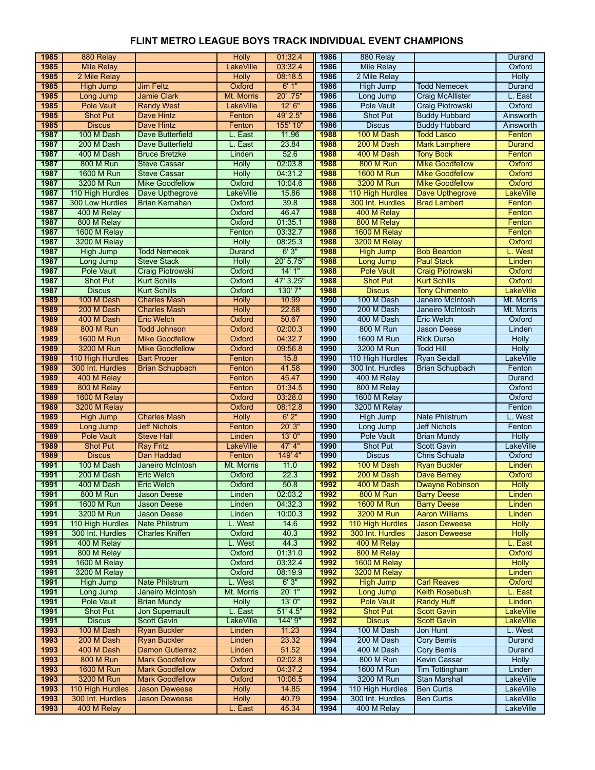# FLINT METRO LEAGUE BOYS TRACK INDIVIDUAL EVENT CHAMPIONS

| 1985 | 880 Relay | | Holly | 01:32.4 | 1986 | 880 Relay | | Durand |
|---|---|---|---|---|---|---|---|---|
| 1985 | Mile Relay | | LakeVille | 03:32.4 | 1986 | Mile Relay | | Oxford |
| 1985 | 2 Mile Relay | | Holly | 08:18.5 | 1986 | 2 Mile Relay | | Holly |
| 1985 | High Jump | Jim Feltz | Oxford | 6' 1" | 1986 | High Jump | Todd Nemecek | Durand |
| 1985 | Long Jump | Jamie Clark | Mt. Morris | 20' .75" | 1986 | Long Jump | Craig McAllister | L. East |
| 1985 | Pole Vault | Randy West | LakeVille | 12' 6" | 1986 | Pole Vault | Craig Piotrowski | Oxford |
| 1985 | Shot Put | Dave Hintz | Fenton | 49' 2.5" | 1986 | Shot Put | Buddy Hubbard | Ainsworth |
| 1985 | Discus | Dave Hintz | Fenton | 155' 10" | 1986 | Discus | Buddy Hubbard | Ainsworth |
| 1987 | 100 M Dash | Dave Butterfield | L. East | 11.96 | 1988 | 100 M Dash | Todd Lasco | Fenton |
| 1987 | 200 M Dash | Dave Butterfield | L. East | 23.84 | 1988 | 200 M Dash | Mark Lamphere | Durand |
| 1987 | 400 M Dash | Bruce Bretzke | Linden | 52.6 | 1988 | 400 M Dash | Tony Book | Fenton |
| 1987 | 800 M Run | Steve Cassar | Holly | 02:03.8 | 1988 | 800 M Run | Mike Goodfellow | Oxford |
| 1987 | 1600 M Run | Steve Cassar | Holly | 04:31.2 | 1988 | 1600 M Run | Mike Goodfellow | Oxford |
| 1987 | 3200 M Run | Mike Goodfellow | Oxford | 10:04.6 | 1988 | 3200 M Run | Mike Goodfellow | Oxford |
| 1987 | 110 High Hurdles | Dave Upthegrove | LakeVille | 15.86 | 1988 | 110 High Hurdles | Dave Upthegrove | LakeVille |
| 1987 | 300 Low Hurdles | Brian Kernahan | Oxford | 39.8 | 1988 | 300 Int. Hurdles | Brad Lambert | Fenton |
| 1987 | 400 M Relay | | Oxford | 46.47 | 1988 | 400 M Relay | | Fenton |
| 1987 | 800 M Relay | | Oxford | 01:35.1 | 1988 | 800 M Relay | | Fenton |
| 1987 | 1600 M Relay | | Fenton | 03:32.7 | 1988 | 1600 M Relay | | Fenton |
| 1987 | 3200 M Relay | | Holly | 08:25.3 | 1988 | 3200 M Relay | | Oxford |
| 1987 | High Jump | Todd Nemecek | Durand | 6' 3" | 1988 | High Jump | Bob Beardon | L. West |
| 1987 | Long Jump | Steve Stack | Holly | 20' 5.75" | 1988 | Long Jump | Paul Stack | Linden |
| 1987 | Pole Vault | Craig Piotrowski | Oxford | 14' 1" | 1988 | Pole Vault | Craig Piotrowski | Oxford |
| 1987 | Shot Put | Kurt Schills | Oxford | 47' 3.25" | 1988 | Shot Put | Kurt Schills | Oxford |
| 1987 | Discus | Kurt Schills | Oxford | 130' 7" | 1988 | Discus | Tony Chimento | LakeVille |
| 1989 | 100 M Dash | Charles Mash | Holly | 10.99 | 1990 | 100 M Dash | Janeiro McIntosh | Mt. Morris |
| 1989 | 200 M Dash | Charles Mash | Holly | 22.68 | 1990 | 200 M Dash | Janeiro McIntosh | Mt. Morris |
| 1989 | 400 M Dash | Eric Welch | Oxford | 50.67 | 1990 | 400 M Dash | Eric Welch | Oxford |
| 1989 | 800 M Run | Todd Johnson | Oxford | 02:00.3 | 1990 | 800 M Run | Jason Deese | Linden |
| 1989 | 1600 M Run | Mike Goodfellow | Oxford | 04:32.7 | 1990 | 1600 M Run | Rick Durso | Holly |
| 1989 | 3200 M Run | Mike Goodfellow | Oxford | 09:56.8 | 1990 | 3200 M Run | Todd Hill | Holly |
| 1989 | 110 High Hurdles | Bart Proper | Fenton | 15.8 | 1990 | 110 High Hurdles | Ryan Seidall | LakeVille |
| 1989 | 300 Int. Hurdles | Brian Schupbach | Fenton | 41.58 | 1990 | 300 Int. Hurdles | Brian Schupbach | Fenton |
| 1989 | 400 M Relay | | Fenton | 45.47 | 1990 | 400 M Relay | | Durand |
| 1989 | 800 M Relay | | Fenton | 01:34.5 | 1990 | 800 M Relay | | Oxford |
| 1989 | 1600 M Relay | | Oxford | 03:28.0 | 1990 | 1600 M Relay | | Oxford |
| 1989 | 3200 M Relay | | Oxford | 08:12.8 | 1990 | 3200 M Relay | | Fenton |
| 1989 | High Jump | Charles Mash | Holly | 6' 2" | 1990 | High Jump | Nate Philstrum | L. West |
| 1989 | Long Jump | Jeff Nichols | Fenton | 20' 3" | 1990 | Long Jump | Jeff Nichols | Fenton |
| 1989 | Pole Vault | Steve Hall | Linden | 13' 0" | 1990 | Pole Vault | Brian Mundy | Holly |
| 1989 | Shot Put | Ray Fritz | LakeVille | 47' 4" | 1990 | Shot Put | Scott Gavin | LakeVille |
| 1989 | Discus | Dan Haddad | Fenton | 149' 4" | 1990 | Discus | Chris Schuala | Oxford |
| 1991 | 100 M Dash | Janeiro McIntosh | Mt. Morris | 11.0 | 1992 | 100 M Dash | Ryan Buckler | Linden |
| 1991 | 200 M Dash | Eric Welch | Oxford | 22.3 | 1992 | 200 M Dash | Dave Berney | Oxford |
| 1991 | 400 M Dash | Eric Welch | Oxford | 50.8 | 1992 | 400 M Dash | Dwayne Robinson | Holly |
| 1991 | 800 M Run | Jason Deese | Linden | 02:03.2 | 1992 | 800 M Run | Barry Deese | Linden |
| 1991 | 1600 M Run | Jason Deese | Linden | 04:32.3 | 1992 | 1600 M Run | Barry Deese | Linden |
| 1991 | 3200 M Run | Jason Deese | Linden | 10:00.3 | 1992 | 3200 M Run | Aaron Williams | Linden |
| 1991 | 110 High Hurdles | Nate Philstrum | L. West | 14.6 | 1992 | 110 High Hurdles | Jason Deweese | Holly |
| 1991 | 300 Int. Hurdles | Charles Kniffen | Oxford | 40.3 | 1992 | 300 Int. Hurdles | Jason Deweese | Holly |
| 1991 | 400 M Relay | | L. West | 44.3 | 1992 | 400 M Relay | | L. East |
| 1991 | 800 M Relay | | Oxford | 01:31.0 | 1992 | 800 M Relay | | Oxford |
| 1991 | 1600 M Relay | | Oxford | 03:32.4 | 1992 | 1600 M Relay | | Holly |
| 1991 | 3200 M Relay | | Oxford | 08:19.9 | 1992 | 3200 M Relay | | Linden |
| 1991 | High Jump | Nate Philstrum | L. West | 6' 3" | 1992 | High Jump | Carl Reaves | Oxford |
| 1991 | Long Jump | Janeiro McIntosh | Mt. Morris | 20' 1" | 1992 | Long Jump | Keith Rosebush | L. East |
| 1991 | Pole Vault | Brian Mundy | Holly | 13' 0" | 1992 | Pole Vault | Randy Huff | Linden |
| 1991 | Shot Put | Jon Supernault | L. East | 51' 4.5" | 1992 | Shot Put | Scott Gavin | LakeVille |
| 1991 | Discus | Scott Gavin | LakeVille | 144' 9" | 1992 | Discus | Scott Gavin | LakeVille |
| 1993 | 100 M Dash | Ryan Buckler | Linden | 11.23 | 1994 | 100 M Dash | Jon Hunt | L. West |
| 1993 | 200 M Dash | Ryan Buckler | Linden | 23.32 | 1994 | 200 M Dash | Cory Bemis | Durand |
| 1993 | 400 M Dash | Damon Gutierrez | Linden | 51.52 | 1994 | 400 M Dash | Cory Bemis | Durand |
| 1993 | 800 M Run | Mark Goodfellow | Oxford | 02:02.8 | 1994 | 800 M Run | Kevin Cassar | Holly |
| 1993 | 1600 M Run | Mark Goodfellow | Oxford | 04:37.2 | 1994 | 1600 M Run | Tim Tottingham | Linden |
| 1993 | 3200 M Run | Mark Goodfellow | Oxford | 10:06.5 | 1994 | 3200 M Run | Stan Marshall | LakeVille |
| 1993 | 110 High Hurdles | Jason Deweese | Holly | 14.85 | 1994 | 110 High Hurdles | Ben Curtis | LakeVille |
| 1993 | 300 Int. Hurdles | Jason Deweese | Holly | 40.79 | 1994 | 300 Int. Hurdles | Ben Curtis | LakeVille |
| 1993 | 400 M Relay | | L. East | 45.34 | 1994 | 400 M Relay | | LakeVille |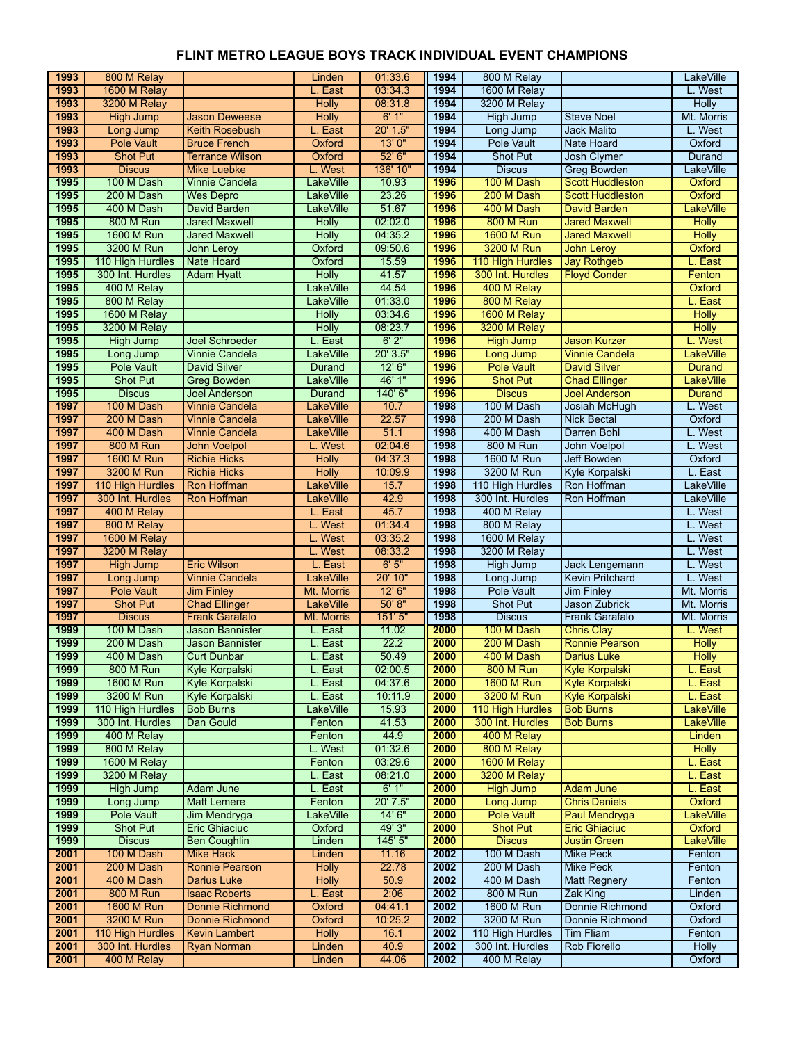# FLINT METRO LEAGUE BOYS TRACK INDIVIDUAL EVENT CHAMPIONS

| Year | Event | Name | School | Mark | Year | Event | Name | School |
|---|---|---|---|---|---|---|---|---|
| 1993 | 800 M Relay | | Linden | 01:33.6 | 1994 | 800 M Relay | | LakeVille |
| 1993 | 1600 M Relay | | L. East | 03:34.3 | 1994 | 1600 M Relay | | L. West |
| 1993 | 3200 M Relay | | Holly | 08:31.8 | 1994 | 3200 M Relay | | Holly |
| 1993 | High Jump | Jason Deweese | Holly | 6' 1" | 1994 | High Jump | Steve Noel | Mt. Morris |
| 1993 | Long Jump | Keith Rosebush | L. East | 20' 1.5" | 1994 | Long Jump | Jack Malito | L. West |
| 1993 | Pole Vault | Bruce French | Oxford | 13' 0" | 1994 | Pole Vault | Nate Hoard | Oxford |
| 1993 | Shot Put | Terrance Wilson | Oxford | 52' 6" | 1994 | Shot Put | Josh Clymer | Durand |
| 1993 | Discus | Mike Luebke | L. West | 136' 10" | 1994 | Discus | Greg Bowden | LakeVille |
| 1995 | 100 M Dash | Vinnie Candela | LakeVille | 10.93 | 1996 | 100 M Dash | Scott Huddleston | Oxford |
| 1995 | 200 M Dash | Wes Depro | LakeVille | 23.26 | 1996 | 200 M Dash | Scott Huddleston | Oxford |
| 1995 | 400 M Dash | David Barden | LakeVille | 51.67 | 1996 | 400 M Dash | David Barden | LakeVille |
| 1995 | 800 M Run | Jared Maxwell | Holly | 02:02.0 | 1996 | 800 M Run | Jared Maxwell | Holly |
| 1995 | 1600 M Run | Jared Maxwell | Holly | 04:35.2 | 1996 | 1600 M Run | Jared Maxwell | Holly |
| 1995 | 3200 M Run | John Leroy | Oxford | 09:50.6 | 1996 | 3200 M Run | John Leroy | Oxford |
| 1995 | 110 High Hurdles | Nate Hoard | Oxford | 15.59 | 1996 | 110 High Hurdles | Jay Rothgeb | L. East |
| 1995 | 300 Int. Hurdles | Adam Hyatt | Holly | 41.57 | 1996 | 300 Int. Hurdles | Floyd Conder | Fenton |
| 1995 | 400 M Relay | | LakeVille | 44.54 | 1996 | 400 M Relay | | Oxford |
| 1995 | 800 M Relay | | LakeVille | 01:33.0 | 1996 | 800 M Relay | | L. East |
| 1995 | 1600 M Relay | | Holly | 03:34.6 | 1996 | 1600 M Relay | | Holly |
| 1995 | 3200 M Relay | | Holly | 08:23.7 | 1996 | 3200 M Relay | | Holly |
| 1995 | High Jump | Joel Schroeder | L. East | 6' 2" | 1996 | High Jump | Jason Kurzer | L. West |
| 1995 | Long Jump | Vinnie Candela | LakeVille | 20' 3.5" | 1996 | Long Jump | Vinnie Candela | LakeVille |
| 1995 | Pole Vault | David Silver | Durand | 12' 6" | 1996 | Pole Vault | David Silver | Durand |
| 1995 | Shot Put | Greg Bowden | LakeVille | 46' 1" | 1996 | Shot Put | Chad Ellinger | LakeVille |
| 1995 | Discus | Joel Anderson | Durand | 140' 6" | 1996 | Discus | Joel Anderson | Durand |
| 1997 | 100 M Dash | Vinnie Candela | LakeVille | 10.7 | 1998 | 100 M Dash | Josiah McHugh | L. West |
| 1997 | 200 M Dash | Vinnie Candela | LakeVille | 22.57 | 1998 | 200 M Dash | Nick Bectal | Oxford |
| 1997 | 400 M Dash | Vinnie Candela | LakeVille | 51.1 | 1998 | 400 M Dash | Darren Bohl | L. West |
| 1997 | 800 M Run | John Voelpol | L. West | 02:04.6 | 1998 | 800 M Run | John Voelpol | L. West |
| 1997 | 1600 M Run | Richie Hicks | Holly | 04:37.3 | 1998 | 1600 M Run | Jeff Bowden | Oxford |
| 1997 | 3200 M Run | Richie Hicks | Holly | 10:09.9 | 1998 | 3200 M Run | Kyle Korpalski | L. East |
| 1997 | 110 High Hurdles | Ron Hoffman | LakeVille | 15.7 | 1998 | 110 High Hurdles | Ron Hoffman | LakeVille |
| 1997 | 300 Int. Hurdles | Ron Hoffman | LakeVille | 42.9 | 1998 | 300 Int. Hurdles | Ron Hoffman | LakeVille |
| 1997 | 400 M Relay | | L. East | 45.7 | 1998 | 400 M Relay | | L. West |
| 1997 | 800 M Relay | | L. West | 01:34.4 | 1998 | 800 M Relay | | L. West |
| 1997 | 1600 M Relay | | L. West | 03:35.2 | 1998 | 1600 M Relay | | L. West |
| 1997 | 3200 M Relay | | L. West | 08:33.2 | 1998 | 3200 M Relay | | L. West |
| 1997 | High Jump | Eric Wilson | L. East | 6' 5" | 1998 | High Jump | Jack Lengemann | L. West |
| 1997 | Long Jump | Vinnie Candela | LakeVille | 20' 10" | 1998 | Long Jump | Kevin Pritchard | L. West |
| 1997 | Pole Vault | Jim Finley | Mt. Morris | 12' 6" | 1998 | Pole Vault | Jim Finley | Mt. Morris |
| 1997 | Shot Put | Chad Ellinger | LakeVille | 50' 8" | 1998 | Shot Put | Jason Zubrick | Mt. Morris |
| 1997 | Discus | Frank Garafalo | Mt. Morris | 151' 5" | 1998 | Discus | Frank Garafalo | Mt. Morris |
| 1999 | 100 M Dash | Jason Bannister | L. East | 11.02 | 2000 | 100 M Dash | Chris Clay | L. West |
| 1999 | 200 M Dash | Jason Bannister | L. East | 22.2 | 2000 | 200 M Dash | Ronnie Pearson | Holly |
| 1999 | 400 M Dash | Curt Dunbar | L. East | 50.49 | 2000 | 400 M Dash | Darius Luke | Holly |
| 1999 | 800 M Run | Kyle Korpalski | L. East | 02:00.5 | 2000 | 800 M Run | Kyle Korpalski | L. East |
| 1999 | 1600 M Run | Kyle Korpalski | L. East | 04:37.6 | 2000 | 1600 M Run | Kyle Korpalski | L. East |
| 1999 | 3200 M Run | Kyle Korpalski | L. East | 10:11.9 | 2000 | 3200 M Run | Kyle Korpalski | L. East |
| 1999 | 110 High Hurdles | Bob Burns | LakeVille | 15.93 | 2000 | 110 High Hurdles | Bob Burns | LakeVille |
| 1999 | 300 Int. Hurdles | Dan Gould | Fenton | 41.53 | 2000 | 300 Int. Hurdles | Bob Burns | LakeVille |
| 1999 | 400 M Relay | | Fenton | 44.9 | 2000 | 400 M Relay | | Linden |
| 1999 | 800 M Relay | | L. West | 01:32.6 | 2000 | 800 M Relay | | Holly |
| 1999 | 1600 M Relay | | Fenton | 03:29.6 | 2000 | 1600 M Relay | | L. East |
| 1999 | 3200 M Relay | | L. East | 08:21.0 | 2000 | 3200 M Relay | | L. East |
| 1999 | High Jump | Adam June | L. East | 6' 1" | 2000 | High Jump | Adam June | L. East |
| 1999 | Long Jump | Matt Lemere | Fenton | 20' 7.5" | 2000 | Long Jump | Chris Daniels | Oxford |
| 1999 | Pole Vault | Jim Mendryga | LakeVille | 14' 6" | 2000 | Pole Vault | Paul Mendryga | LakeVille |
| 1999 | Shot Put | Eric Ghiaciuc | Oxford | 49' 3" | 2000 | Shot Put | Eric Ghiaciuc | Oxford |
| 1999 | Discus | Ben Coughlin | Linden | 145' 5" | 2000 | Discus | Justin Green | LakeVille |
| 2001 | 100 M Dash | Mike Hack | Linden | 11.16 | 2002 | 100 M Dash | Mike Peck | Fenton |
| 2001 | 200 M Dash | Ronnie Pearson | Holly | 22.78 | 2002 | 200 M Dash | Mike Peck | Fenton |
| 2001 | 400 M Dash | Darius Luke | Holly | 50.9 | 2002 | 400 M Dash | Matt Regnery | Fenton |
| 2001 | 800 M Run | Isaac Roberts | L. East | 2:06 | 2002 | 800 M Run | Zak King | Linden |
| 2001 | 1600 M Run | Donnie Richmond | Oxford | 04:41.1 | 2002 | 1600 M Run | Donnie Richmond | Oxford |
| 2001 | 3200 M Run | Donnie Richmond | Oxford | 10:25.2 | 2002 | 3200 M Run | Donnie Richmond | Oxford |
| 2001 | 110 High Hurdles | Kevin Lambert | Holly | 16.1 | 2002 | 110 High Hurdles | Tim Fliam | Fenton |
| 2001 | 300 Int. Hurdles | Ryan Norman | Linden | 40.9 | 2002 | 300 Int. Hurdles | Rob Fiorello | Holly |
| 2001 | 400 M Relay | | Linden | 44.06 | 2002 | 400 M Relay | | Oxford |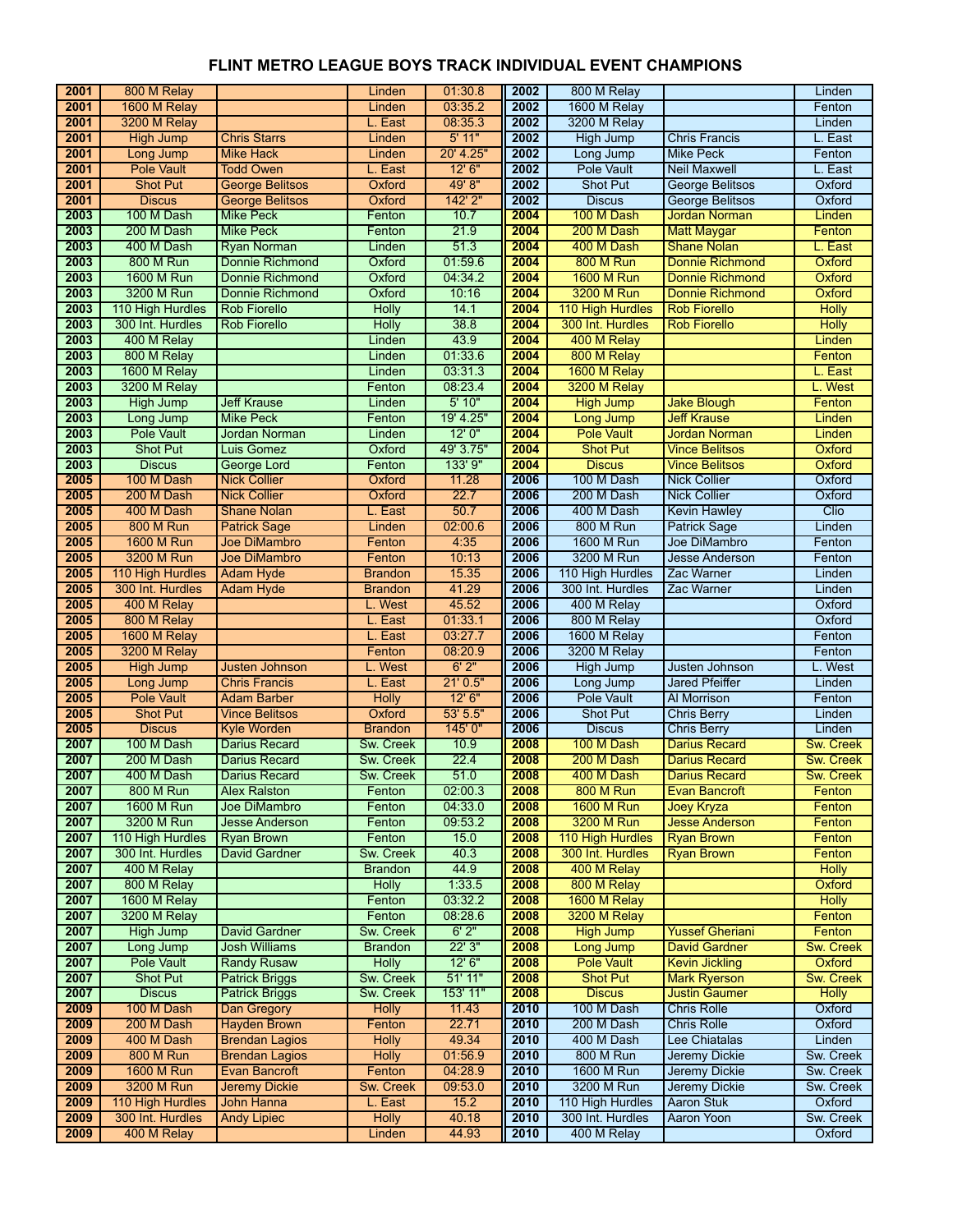# FLINT METRO LEAGUE BOYS TRACK INDIVIDUAL EVENT CHAMPIONS

| Year | Event | Name | School | Mark | Year | Event | Name | School |
|---|---|---|---|---|---|---|---|---|
| 2001 | 800 M Relay | | Linden | 01:30.8 | 2002 | 800 M Relay | | Linden |
| 2001 | 1600 M Relay | | Linden | 03:35.2 | 2002 | 1600 M Relay | | Fenton |
| 2001 | 3200 M Relay | | L. East | 08:35.3 | 2002 | 3200 M Relay | | Linden |
| 2001 | High Jump | Chris Starrs | Linden | 5' 11" | 2002 | High Jump | Chris Francis | L. East |
| 2001 | Long Jump | Mike Hack | Linden | 20' 4.25" | 2002 | Long Jump | Mike Peck | Fenton |
| 2001 | Pole Vault | Todd Owen | L. East | 12' 6" | 2002 | Pole Vault | Neil Maxwell | L. East |
| 2001 | Shot Put | George Belitsos | Oxford | 49' 8" | 2002 | Shot Put | George Belitsos | Oxford |
| 2001 | Discus | George Belitsos | Oxford | 142' 2" | 2002 | Discus | George Belitsos | Oxford |
| 2003 | 100 M Dash | Mike Peck | Fenton | 10.7 | 2004 | 100 M Dash | Jordan Norman | Linden |
| 2003 | 200 M Dash | Mike Peck | Fenton | 21.9 | 2004 | 200 M Dash | Matt Maygar | Fenton |
| 2003 | 400 M Dash | Ryan Norman | Linden | 51.3 | 2004 | 400 M Dash | Shane Nolan | L. East |
| 2003 | 800 M Run | Donnie Richmond | Oxford | 01:59.6 | 2004 | 800 M Run | Donnie Richmond | Oxford |
| 2003 | 1600 M Run | Donnie Richmond | Oxford | 04:34.2 | 2004 | 1600 M Run | Donnie Richmond | Oxford |
| 2003 | 3200 M Run | Donnie Richmond | Oxford | 10:16 | 2004 | 3200 M Run | Donnie Richmond | Oxford |
| 2003 | 110 High Hurdles | Rob Fiorello | Holly | 14.1 | 2004 | 110 High Hurdles | Rob Fiorello | Holly |
| 2003 | 300 Int. Hurdles | Rob Fiorello | Holly | 38.8 | 2004 | 300 Int. Hurdles | Rob Fiorello | Holly |
| 2003 | 400 M Relay | | Linden | 43.9 | 2004 | 400 M Relay | | Linden |
| 2003 | 800 M Relay | | Linden | 01:33.6 | 2004 | 800 M Relay | | Fenton |
| 2003 | 1600 M Relay | | Linden | 03:31.3 | 2004 | 1600 M Relay | | L. East |
| 2003 | 3200 M Relay | | Fenton | 08:23.4 | 2004 | 3200 M Relay | | L. West |
| 2003 | High Jump | Jeff Krause | Linden | 5' 10" | 2004 | High Jump | Jake Blough | Fenton |
| 2003 | Long Jump | Mike Peck | Fenton | 19' 4.25" | 2004 | Long Jump | Jeff Krause | Linden |
| 2003 | Pole Vault | Jordan Norman | Linden | 12' 0" | 2004 | Pole Vault | Jordan Norman | Linden |
| 2003 | Shot Put | Luis Gomez | Oxford | 49' 3.75" | 2004 | Shot Put | Vince Belitsos | Oxford |
| 2003 | Discus | George Lord | Fenton | 133' 9" | 2004 | Discus | Vince Belitsos | Oxford |
| 2005 | 100 M Dash | Nick Collier | Oxford | 11.28 | 2006 | 100 M Dash | Nick Collier | Oxford |
| 2005 | 200 M Dash | Nick Collier | Oxford | 22.7 | 2006 | 200 M Dash | Nick Collier | Oxford |
| 2005 | 400 M Dash | Shane Nolan | L. East | 50.7 | 2006 | 400 M Dash | Kevin Hawley | Clio |
| 2005 | 800 M Run | Patrick Sage | Linden | 02:00.6 | 2006 | 800 M Run | Patrick Sage | Linden |
| 2005 | 1600 M Run | Joe DiMambro | Fenton | 4:35 | 2006 | 1600 M Run | Joe DiMambro | Fenton |
| 2005 | 3200 M Run | Joe DiMambro | Fenton | 10:13 | 2006 | 3200 M Run | Jesse Anderson | Fenton |
| 2005 | 110 High Hurdles | Adam Hyde | Brandon | 15.35 | 2006 | 110 High Hurdles | Zac Warner | Linden |
| 2005 | 300 Int. Hurdles | Adam Hyde | Brandon | 41.29 | 2006 | 300 Int. Hurdles | Zac Warner | Linden |
| 2005 | 400 M Relay | | L. West | 45.52 | 2006 | 400 M Relay | | Oxford |
| 2005 | 800 M Relay | | L. East | 01:33.1 | 2006 | 800 M Relay | | Oxford |
| 2005 | 1600 M Relay | | L. East | 03:27.7 | 2006 | 1600 M Relay | | Fenton |
| 2005 | 3200 M Relay | | Fenton | 08:20.9 | 2006 | 3200 M Relay | | Fenton |
| 2005 | High Jump | Justen Johnson | L. West | 6' 2" | 2006 | High Jump | Justen Johnson | L. West |
| 2005 | Long Jump | Chris Francis | L. East | 21' 0.5" | 2006 | Long Jump | Jared Pfeiffer | Linden |
| 2005 | Pole Vault | Adam Barber | Holly | 12' 6" | 2006 | Pole Vault | Al Morrison | Fenton |
| 2005 | Shot Put | Vince Belitsos | Oxford | 53' 5.5" | 2006 | Shot Put | Chris Berry | Linden |
| 2005 | Discus | Kyle Worden | Brandon | 145' 0" | 2006 | Discus | Chris Berry | Linden |
| 2007 | 100 M Dash | Darius Recard | Sw. Creek | 10.9 | 2008 | 100 M Dash | Darius Recard | Sw. Creek |
| 2007 | 200 M Dash | Darius Recard | Sw. Creek | 22.4 | 2008 | 200 M Dash | Darius Recard | Sw. Creek |
| 2007 | 400 M Dash | Darius Recard | Sw. Creek | 51.0 | 2008 | 400 M Dash | Darius Recard | Sw. Creek |
| 2007 | 800 M Run | Alex Ralston | Fenton | 02:00.3 | 2008 | 800 M Run | Evan Bancroft | Fenton |
| 2007 | 1600 M Run | Joe DiMambro | Fenton | 04:33.0 | 2008 | 1600 M Run | Joey Kryza | Fenton |
| 2007 | 3200 M Run | Jesse Anderson | Fenton | 09:53.2 | 2008 | 3200 M Run | Jesse Anderson | Fenton |
| 2007 | 110 High Hurdles | Ryan Brown | Fenton | 15.0 | 2008 | 110 High Hurdles | Ryan Brown | Fenton |
| 2007 | 300 Int. Hurdles | David Gardner | Sw. Creek | 40.3 | 2008 | 300 Int. Hurdles | Ryan Brown | Fenton |
| 2007 | 400 M Relay | | Brandon | 44.9 | 2008 | 400 M Relay | | Holly |
| 2007 | 800 M Relay | | Holly | 1:33.5 | 2008 | 800 M Relay | | Oxford |
| 2007 | 1600 M Relay | | Fenton | 03:32.2 | 2008 | 1600 M Relay | | Holly |
| 2007 | 3200 M Relay | | Fenton | 08:28.6 | 2008 | 3200 M Relay | | Fenton |
| 2007 | High Jump | David Gardner | Sw. Creek | 6' 2" | 2008 | High Jump | Yussef Gheriani | Fenton |
| 2007 | Long Jump | Josh Williams | Brandon | 22' 3" | 2008 | Long Jump | David Gardner | Sw. Creek |
| 2007 | Pole Vault | Randy Rusaw | Holly | 12' 6" | 2008 | Pole Vault | Kevin Jickling | Oxford |
| 2007 | Shot Put | Patrick Briggs | Sw. Creek | 51' 11" | 2008 | Shot Put | Mark Ryerson | Sw. Creek |
| 2007 | Discus | Patrick Briggs | Sw. Creek | 153' 11" | 2008 | Discus | Justin Gaumer | Holly |
| 2009 | 100 M Dash | Dan Gregory | Holly | 11.43 | 2010 | 100 M Dash | Chris Rolle | Oxford |
| 2009 | 200 M Dash | Hayden Brown | Fenton | 22.71 | 2010 | 200 M Dash | Chris Rolle | Oxford |
| 2009 | 400 M Dash | Brendan Lagios | Holly | 49.34 | 2010 | 400 M Dash | Lee Chiatalas | Linden |
| 2009 | 800 M Run | Brendan Lagios | Holly | 01:56.9 | 2010 | 800 M Run | Jeremy Dickie | Sw. Creek |
| 2009 | 1600 M Run | Evan Bancroft | Fenton | 04:28.9 | 2010 | 1600 M Run | Jeremy Dickie | Sw. Creek |
| 2009 | 3200 M Run | Jeremy Dickie | Sw. Creek | 09:53.0 | 2010 | 3200 M Run | Jeremy Dickie | Sw. Creek |
| 2009 | 110 High Hurdles | John Hanna | L. East | 15.2 | 2010 | 110 High Hurdles | Aaron Stuk | Oxford |
| 2009 | 300 Int. Hurdles | Andy Lipiec | Holly | 40.18 | 2010 | 300 Int. Hurdles | Aaron Yoon | Sw. Creek |
| 2009 | 400 M Relay | | Linden | 44.93 | 2010 | 400 M Relay | | Oxford |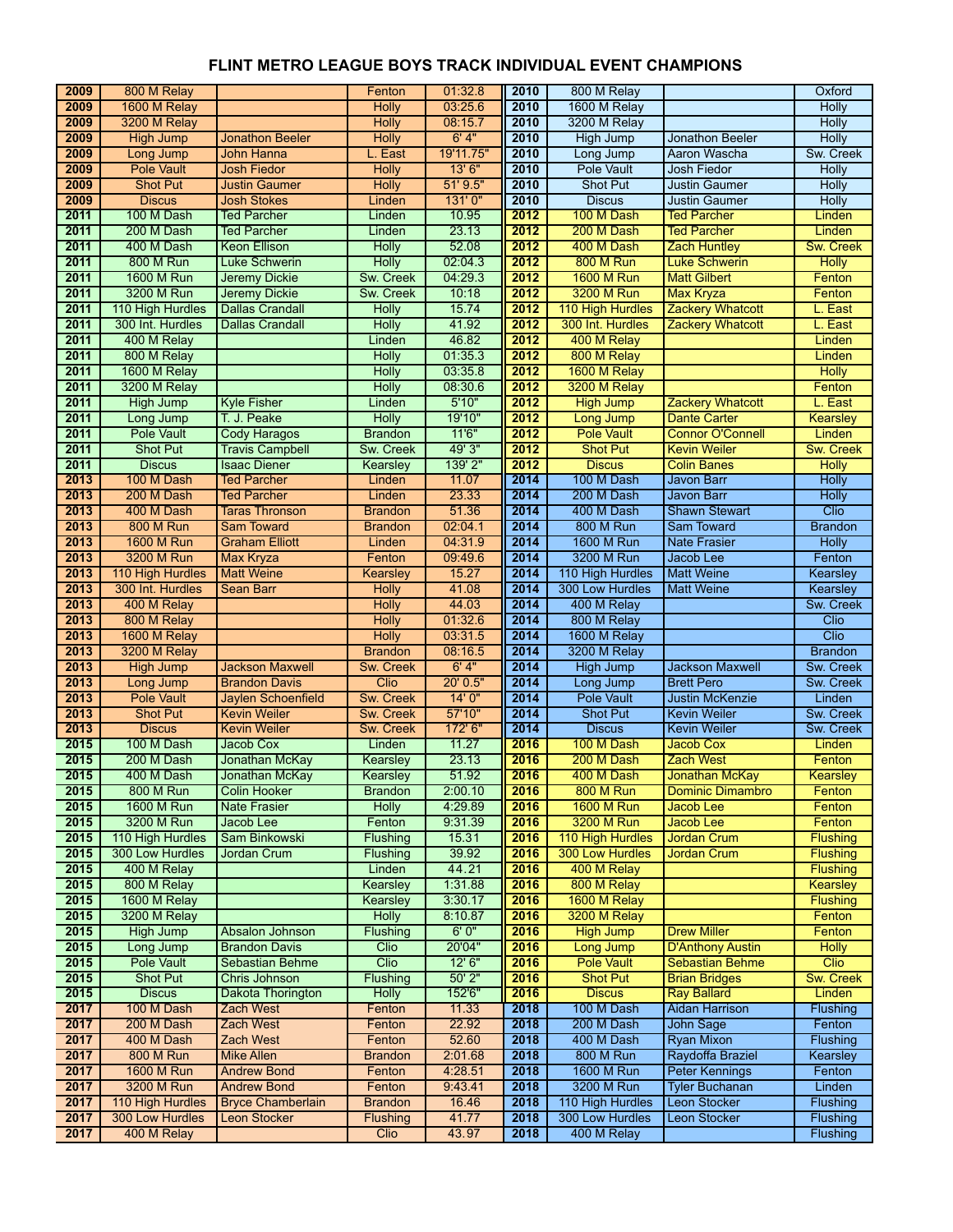# FLINT METRO LEAGUE BOYS TRACK INDIVIDUAL EVENT CHAMPIONS

| Year | Event | Name | School | Mark | Year | Event | Name | School |
|---|---|---|---|---|---|---|---|---|
| 2009 | 800 M Relay | | Fenton | 01:32.8 | 2010 | 800 M Relay | | Oxford |
| 2009 | 1600 M Relay | | Holly | 03:25.6 | 2010 | 1600 M Relay | | Holly |
| 2009 | 3200 M Relay | | Holly | 08:15.7 | 2010 | 3200 M Relay | | Holly |
| 2009 | High Jump | Jonathon Beeler | Holly | 6' 4" | 2010 | High Jump | Jonathon Beeler | Holly |
| 2009 | Long Jump | John Hanna | L. East | 19'11.75" | 2010 | Long Jump | Aaron Wascha | Sw. Creek |
| 2009 | Pole Vault | Josh Fiedor | Holly | 13' 6" | 2010 | Pole Vault | Josh Fiedor | Holly |
| 2009 | Shot Put | Justin Gaumer | Holly | 51' 9.5" | 2010 | Shot Put | Justin Gaumer | Holly |
| 2009 | Discus | Josh Stokes | Linden | 131' 0" | 2010 | Discus | Justin Gaumer | Holly |
| 2011 | 100 M Dash | Ted Parcher | Linden | 10.95 | 2012 | 100 M Dash | Ted Parcher | Linden |
| 2011 | 200 M Dash | Ted Parcher | Linden | 23.13 | 2012 | 200 M Dash | Ted Parcher | Linden |
| 2011 | 400 M Dash | Keon Ellison | Holly | 52.08 | 2012 | 400 M Dash | Zach Huntley | Sw. Creek |
| 2011 | 800 M Run | Luke Schwerin | Holly | 02:04.3 | 2012 | 800 M Run | Luke Schwerin | Holly |
| 2011 | 1600 M Run | Jeremy Dickie | Sw. Creek | 04:29.3 | 2012 | 1600 M Run | Matt Gilbert | Fenton |
| 2011 | 3200 M Run | Jeremy Dickie | Sw. Creek | 10:18 | 2012 | 3200 M Run | Max Kryza | Fenton |
| 2011 | 110 High Hurdles | Dallas Crandall | Holly | 15.74 | 2012 | 110 High Hurdles | Zackery Whatcott | L. East |
| 2011 | 300 Int. Hurdles | Dallas Crandall | Holly | 41.92 | 2012 | 300 Int. Hurdles | Zackery Whatcott | L. East |
| 2011 | 400 M Relay | | Linden | 46.82 | 2012 | 400 M Relay | | Linden |
| 2011 | 800 M Relay | | Holly | 01:35.3 | 2012 | 800 M Relay | | Linden |
| 2011 | 1600 M Relay | | Holly | 03:35.8 | 2012 | 1600 M Relay | | Holly |
| 2011 | 3200 M Relay | | Holly | 08:30.6 | 2012 | 3200 M Relay | | Fenton |
| 2011 | High Jump | Kyle Fisher | Linden | 5'10" | 2012 | High Jump | Zackery Whatcott | L. East |
| 2011 | Long Jump | T. J. Peake | Holly | 19'10" | 2012 | Long Jump | Dante Carter | Kearsley |
| 2011 | Pole Vault | Cody Haragos | Brandon | 11'6" | 2012 | Pole Vault | Connor O'Connell | Linden |
| 2011 | Shot Put | Travis Campbell | Sw. Creek | 49' 3" | 2012 | Shot Put | Kevin Weiler | Sw. Creek |
| 2011 | Discus | Isaac Diener | Kearsley | 139' 2" | 2012 | Discus | Colin Banes | Holly |
| 2013 | 100 M Dash | Ted Parcher | Linden | 11.07 | 2014 | 100 M Dash | Javon Barr | Holly |
| 2013 | 200 M Dash | Ted Parcher | Linden | 23.33 | 2014 | 200 M Dash | Javon Barr | Holly |
| 2013 | 400 M Dash | Taras Thronson | Brandon | 51.36 | 2014 | 400 M Dash | Shawn Stewart | Clio |
| 2013 | 800 M Run | Sam Toward | Brandon | 02:04.1 | 2014 | 800 M Run | Sam Toward | Brandon |
| 2013 | 1600 M Run | Graham Elliott | Linden | 04:31.9 | 2014 | 1600 M Run | Nate Frasier | Holly |
| 2013 | 3200 M Run | Max Kryza | Fenton | 09:49.6 | 2014 | 3200 M Run | Jacob Lee | Fenton |
| 2013 | 110 High Hurdles | Matt Weine | Kearsley | 15.27 | 2014 | 110 High Hurdles | Matt Weine | Kearsley |
| 2013 | 300 Int. Hurdles | Sean Barr | Holly | 41.08 | 2014 | 300 Low Hurdles | Matt Weine | Kearsley |
| 2013 | 400 M Relay | | Holly | 44.03 | 2014 | 400 M Relay | | Sw. Creek |
| 2013 | 800 M Relay | | Holly | 01:32.6 | 2014 | 800 M Relay | | Clio |
| 2013 | 1600 M Relay | | Holly | 03:31.5 | 2014 | 1600 M Relay | | Clio |
| 2013 | 3200 M Relay | | Brandon | 08:16.5 | 2014 | 3200 M Relay | | Brandon |
| 2013 | High Jump | Jackson Maxwell | Sw. Creek | 6' 4" | 2014 | High Jump | Jackson Maxwell | Sw. Creek |
| 2013 | Long Jump | Brandon Davis | Clio | 20' 0.5" | 2014 | Long Jump | Brett Pero | Sw. Creek |
| 2013 | Pole Vault | Jaylen Schoenfield | Sw. Creek | 14' 0" | 2014 | Pole Vault | Justin McKenzie | Linden |
| 2013 | Shot Put | Kevin Weiler | Sw. Creek | 57'10" | 2014 | Shot Put | Kevin Weiler | Sw. Creek |
| 2013 | Discus | Kevin Weiler | Sw. Creek | 172' 6" | 2014 | Discus | Kevin Weiler | Sw. Creek |
| 2015 | 100 M Dash | Jacob Cox | Linden | 11.27 | 2016 | 100 M Dash | Jacob Cox | Linden |
| 2015 | 200 M Dash | Jonathan McKay | Kearsley | 23.13 | 2016 | 200 M Dash | Zach West | Fenton |
| 2015 | 400 M Dash | Jonathan McKay | Kearsley | 51.92 | 2016 | 400 M Dash | Jonathan McKay | Kearsley |
| 2015 | 800 M Run | Colin Hooker | Brandon | 2:00.10 | 2016 | 800 M Run | Dominic Dimambro | Fenton |
| 2015 | 1600 M Run | Nate Frasier | Holly | 4:29.89 | 2016 | 1600 M Run | Jacob Lee | Fenton |
| 2015 | 3200 M Run | Jacob Lee | Fenton | 9:31.39 | 2016 | 3200 M Run | Jacob Lee | Fenton |
| 2015 | 110 High Hurdles | Sam Binkowski | Flushing | 15.31 | 2016 | 110 High Hurdles | Jordan Crum | Flushing |
| 2015 | 300 Low Hurdles | Jordan Crum | Flushing | 39.92 | 2016 | 300 Low Hurdles | Jordan Crum | Flushing |
| 2015 | 400 M Relay | | Linden | 44.21 | 2016 | 400 M Relay | | Flushing |
| 2015 | 800 M Relay | | Kearsley | 1:31.88 | 2016 | 800 M Relay | | Kearsley |
| 2015 | 1600 M Relay | | Kearsley | 3:30.17 | 2016 | 1600 M Relay | | Flushing |
| 2015 | 3200 M Relay | | Holly | 8:10.87 | 2016 | 3200 M Relay | | Fenton |
| 2015 | High Jump | Absalon Johnson | Flushing | 6' 0" | 2016 | High Jump | Drew Miller | Fenton |
| 2015 | Long Jump | Brandon Davis | Clio | 20'04" | 2016 | Long Jump | D'Anthony Austin | Holly |
| 2015 | Pole Vault | Sebastian Behme | Clio | 12' 6" | 2016 | Pole Vault | Sebastian Behme | Clio |
| 2015 | Shot Put | Chris Johnson | Flushing | 50' 2" | 2016 | Shot Put | Brian Bridges | Sw. Creek |
| 2015 | Discus | Dakota Thorington | Holly | 152'6" | 2016 | Discus | Ray Ballard | Linden |
| 2017 | 100 M Dash | Zach West | Fenton | 11.33 | 2018 | 100 M Dash | Aidan Harrison | Flushing |
| 2017 | 200 M Dash | Zach West | Fenton | 22.92 | 2018 | 200 M Dash | John Sage | Fenton |
| 2017 | 400 M Dash | Zach West | Fenton | 52.60 | 2018 | 400 M Dash | Ryan Mixon | Flushing |
| 2017 | 800 M Run | Mike Allen | Brandon | 2:01.68 | 2018 | 800 M Run | Raydoffa Braziel | Kearsley |
| 2017 | 1600 M Run | Andrew Bond | Fenton | 4:28.51 | 2018 | 1600 M Run | Peter Kennings | Fenton |
| 2017 | 3200 M Run | Andrew Bond | Fenton | 9:43.41 | 2018 | 3200 M Run | Tyler Buchanan | Linden |
| 2017 | 110 High Hurdles | Bryce Chamberlain | Brandon | 16.46 | 2018 | 110 High Hurdles | Leon Stocker | Flushing |
| 2017 | 300 Low Hurdles | Leon Stocker | Flushing | 41.77 | 2018 | 300 Low Hurdles | Leon Stocker | Flushing |
| 2017 | 400 M Relay | | Clio | 43.97 | 2018 | 400 M Relay | | Flushing |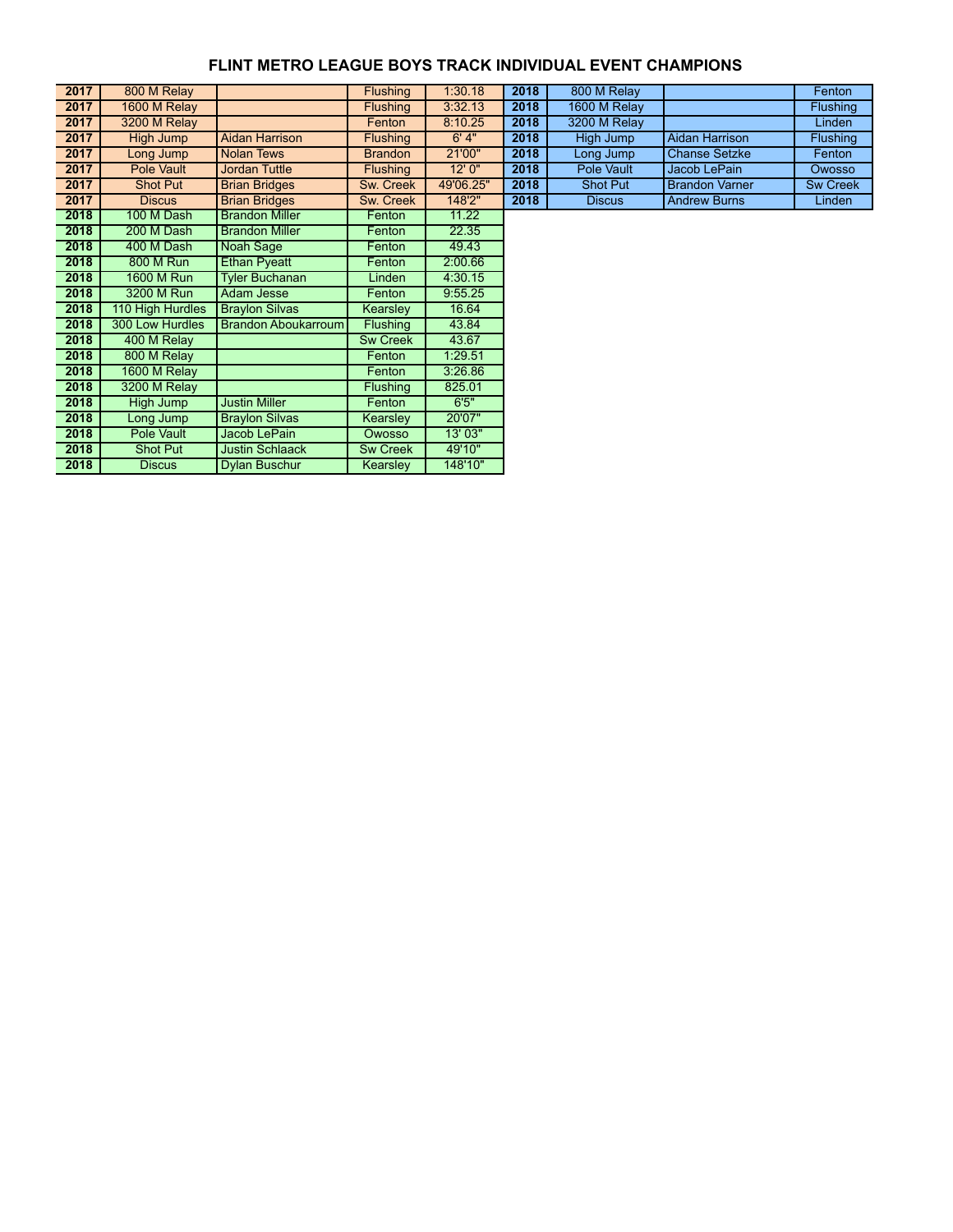# FLINT METRO LEAGUE BOYS TRACK INDIVIDUAL EVENT CHAMPIONS

| Year | Event | Name | School | Mark |
|---|---|---|---|---|
| 2017 | 800 M Relay | | Flushing | 1:30.18 |
| 2017 | 1600 M Relay | | Flushing | 3:32.13 |
| 2017 | 3200 M Relay | | Fenton | 8:10.25 |
| 2017 | High Jump | Aidan Harrison | Flushing | 6' 4" |
| 2017 | Long Jump | Nolan Tews | Brandon | 21'00" |
| 2017 | Pole Vault | Jordan Tuttle | Flushing | 12' 0" |
| 2017 | Shot Put | Brian Bridges | Sw. Creek | 49'06.25" |
| 2017 | Discus | Brian Bridges | Sw. Creek | 148'2" |
| 2018 | 100 M Dash | Brandon Miller | Fenton | 11.22 |
| 2018 | 200 M Dash | Brandon Miller | Fenton | 22.35 |
| 2018 | 400 M Dash | Noah Sage | Fenton | 49.43 |
| 2018 | 800 M Run | Ethan Pyeatt | Fenton | 2:00.66 |
| 2018 | 1600 M Run | Tyler Buchanan | Linden | 4:30.15 |
| 2018 | 3200 M Run | Adam Jesse | Fenton | 9:55.25 |
| 2018 | 110 High Hurdles | Braylon Silvas | Kearsley | 16.64 |
| 2018 | 300 Low Hurdles | Brandon Aboukarroum | Flushing | 43.84 |
| 2018 | 400 M Relay | | Sw Creek | 43.67 |
| 2018 | 800 M Relay | | Fenton | 1:29.51 |
| 2018 | 1600 M Relay | | Fenton | 3:26.86 |
| 2018 | 3200 M Relay | | Flushing | 825.01 |
| 2018 | High Jump | Justin Miller | Fenton | 6'5" |
| 2018 | Long Jump | Braylon Silvas | Kearsley | 20'07" |
| 2018 | Pole Vault | Jacob LePain | Owosso | 13' 03" |
| 2018 | Shot Put | Justin Schlaack | Sw Creek | 49'10" |
| 2018 | Discus | Dylan Buschur | Kearsley | 148'10" |

| Year | Event | Name | School |
|---|---|---|---|
| 2018 | 800 M Relay | | Fenton |
| 2018 | 1600 M Relay | | Flushing |
| 2018 | 3200 M Relay | | Linden |
| 2018 | High Jump | Aidan Harrison | Flushing |
| 2018 | Long Jump | Chanse Setzke | Fenton |
| 2018 | Pole Vault | Jacob LePain | Owosso |
| 2018 | Shot Put | Brandon Varner | Sw Creek |
| 2018 | Discus | Andrew Burns | Linden |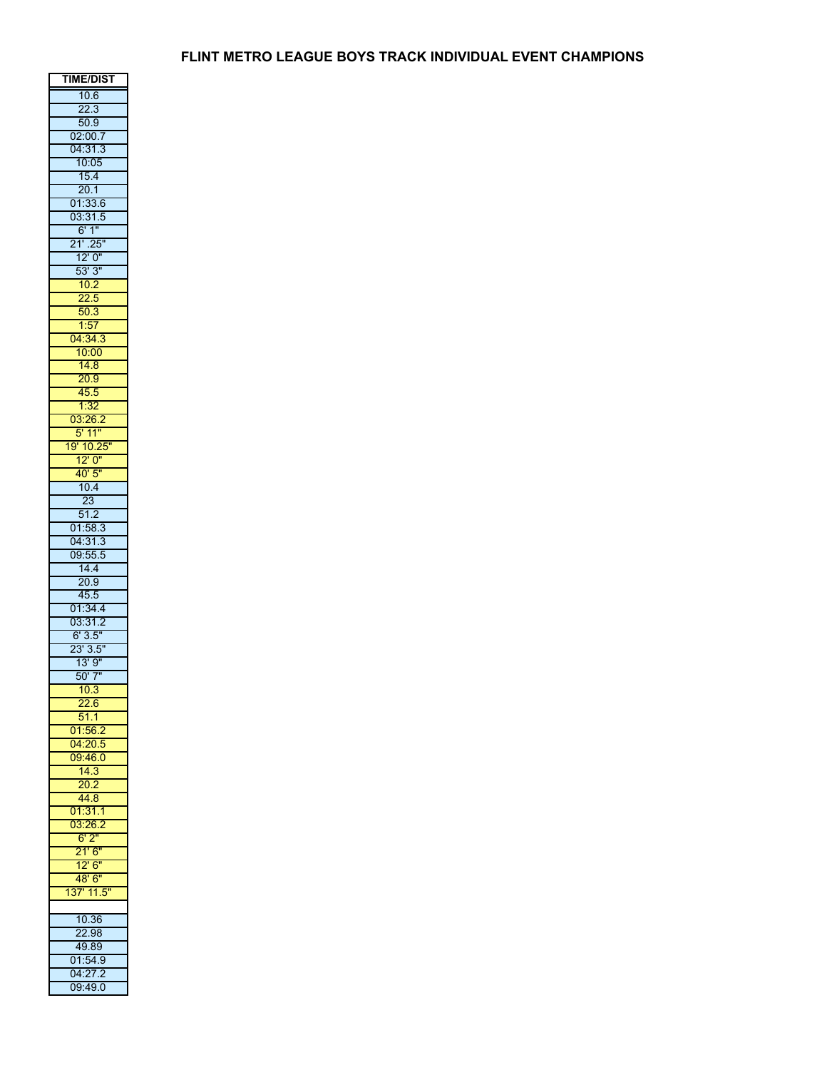# FLINT METRO LEAGUE BOYS TRACK INDIVIDUAL EVENT CHAMPIONS

| TIME/DIST |
|---|
| 10.6 |
| 22.3 |
| 50.9 |
| 02:00.7 |
| 04:31.3 |
| 10:05 |
| 15.4 |
| 20.1 |
| 01:33.6 |
| 03:31.5 |
| 6' 1" |
| 21' .25" |
| 12' 0" |
| 53' 3" |
| 10.2 |
| 22.5 |
| 50.3 |
| 1:57 |
| 04:34.3 |
| 10:00 |
| 14.8 |
| 20.9 |
| 45.5 |
| 1:32 |
| 03:26.2 |
| 5' 11" |
| 19' 10.25" |
| 12' 0" |
| 40' 5" |
| 10.4 |
| 23 |
| 51.2 |
| 01:58.3 |
| 04:31.3 |
| 09:55.5 |
| 14.4 |
| 20.9 |
| 45.5 |
| 01:34.4 |
| 03:31.2 |
| 6' 3.5" |
| 23' 3.5" |
| 13' 9" |
| 50' 7" |
| 10.3 |
| 22.6 |
| 51.1 |
| 01:56.2 |
| 04:20.5 |
| 09:46.0 |
| 14.3 |
| 20.2 |
| 44.8 |
| 01:31.1 |
| 03:26.2 |
| 6' 2" |
| 21' 6" |
| 12' 6" |
| 48' 6" |
| 137' 11.5" |
| |
| 10.36 |
| 22.98 |
| 49.89 |
| 01:54.9 |
| 04:27.2 |
| 09:49.0 |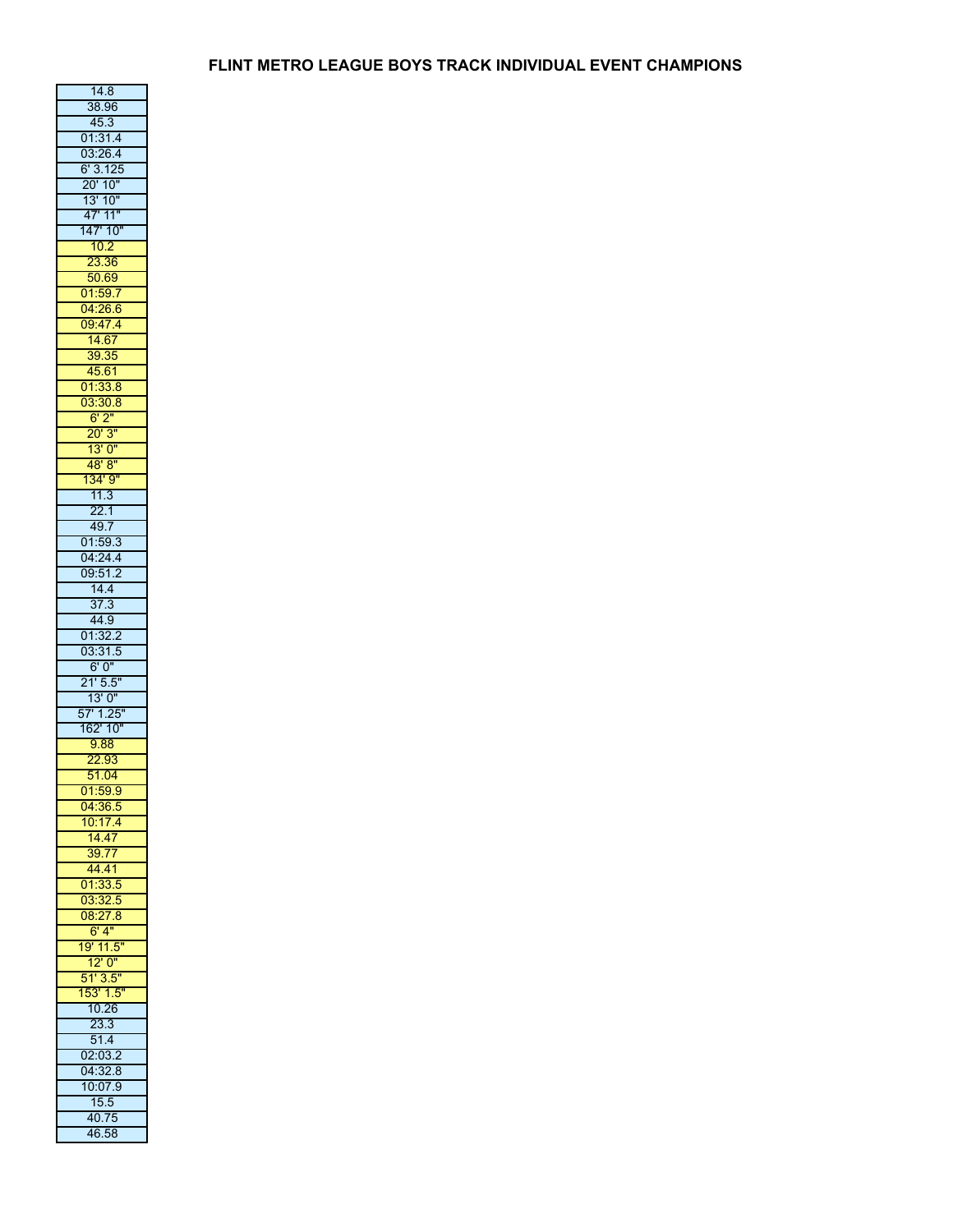## FLINT METRO LEAGUE BOYS TRACK INDIVIDUAL EVENT CHAMPIONS

| |
|---|
| 14.8 |
| 38.96 |
| 45.3 |
| 01:31.4 |
| 03:26.4 |
| 6' 3.125 |
| 20' 10" |
| 13' 10" |
| 47' 11" |
| 147' 10" |
| 10.2 |
| 23.36 |
| 50.69 |
| 01:59.7 |
| 04:26.6 |
| 09:47.4 |
| 14.67 |
| 39.35 |
| 45.61 |
| 01:33.8 |
| 03:30.8 |
| 6' 2" |
| 20' 3" |
| 13' 0" |
| 48' 8" |
| 134' 9" |
| 11.3 |
| 22.1 |
| 49.7 |
| 01:59.3 |
| 04:24.4 |
| 09:51.2 |
| 14.4 |
| 37.3 |
| 44.9 |
| 01:32.2 |
| 03:31.5 |
| 6' 0" |
| 21' 5.5" |
| 13' 0" |
| 57' 1.25" |
| 162' 10" |
| 9.88 |
| 22.93 |
| 51.04 |
| 01:59.9 |
| 04:36.5 |
| 10:17.4 |
| 14.47 |
| 39.77 |
| 44.41 |
| 01:33.5 |
| 03:32.5 |
| 08:27.8 |
| 6' 4" |
| 19' 11.5" |
| 12' 0" |
| 51' 3.5" |
| 153' 1.5" |
| 10.26 |
| 23.3 |
| 51.4 |
| 02:03.2 |
| 04:32.8 |
| 10:07.9 |
| 15.5 |
| 40.75 |
| 46.58 |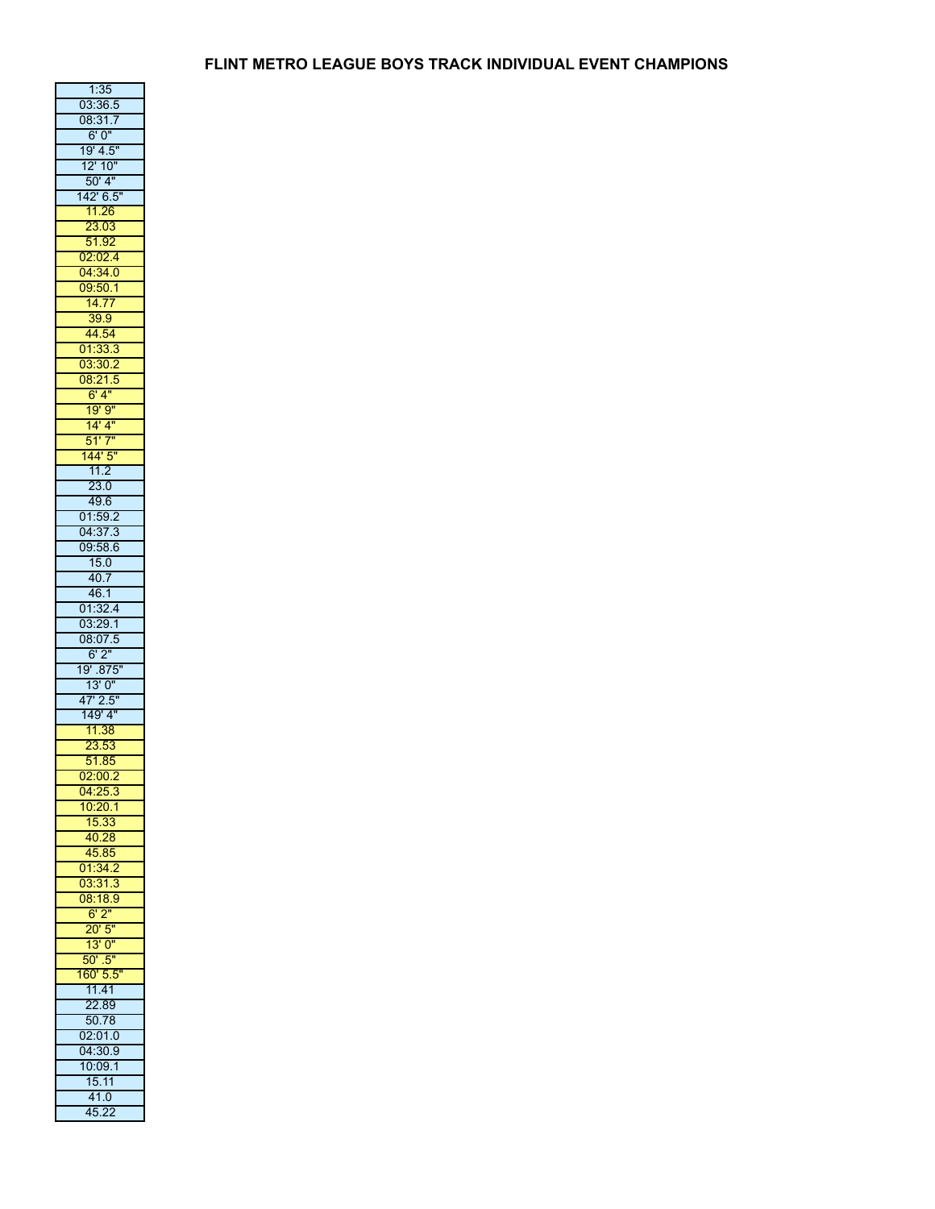# FLINT METRO LEAGUE BOYS TRACK INDIVIDUAL EVENT CHAMPIONS

| |
|---|
| 1:35 |
| 03:36.5 |
| 08:31.7 |
| 6' 0" |
| 19' 4.5" |
| 12' 10" |
| 50' 4" |
| 142' 6.5" |
| 11.26 |
| 23.03 |
| 51.92 |
| 02:02.4 |
| 04:34.0 |
| 09:50.1 |
| 14.77 |
| 39.9 |
| 44.54 |
| 01:33.3 |
| 03:30.2 |
| 08:21.5 |
| 6' 4" |
| 19' 9" |
| 14' 4" |
| 51' 7" |
| 144' 5" |
| 11.2 |
| 23.0 |
| 49.6 |
| 01:59.2 |
| 04:37.3 |
| 09:58.6 |
| 15.0 |
| 40.7 |
| 46.1 |
| 01:32.4 |
| 03:29.1 |
| 08:07.5 |
| 6' 2" |
| 19' .875" |
| 13' 0" |
| 47' 2.5" |
| 149' 4" |
| 11.38 |
| 23.53 |
| 51.85 |
| 02:00.2 |
| 04:25.3 |
| 10:20.1 |
| 15.33 |
| 40.28 |
| 45.85 |
| 01:34.2 |
| 03:31.3 |
| 08:18.9 |
| 6' 2" |
| 20' 5" |
| 13' 0" |
| 50' .5" |
| 160' 5.5" |
| 11.41 |
| 22.89 |
| 50.78 |
| 02:01.0 |
| 04:30.9 |
| 10:09.1 |
| 15.11 |
| 41.0 |
| 45.22 |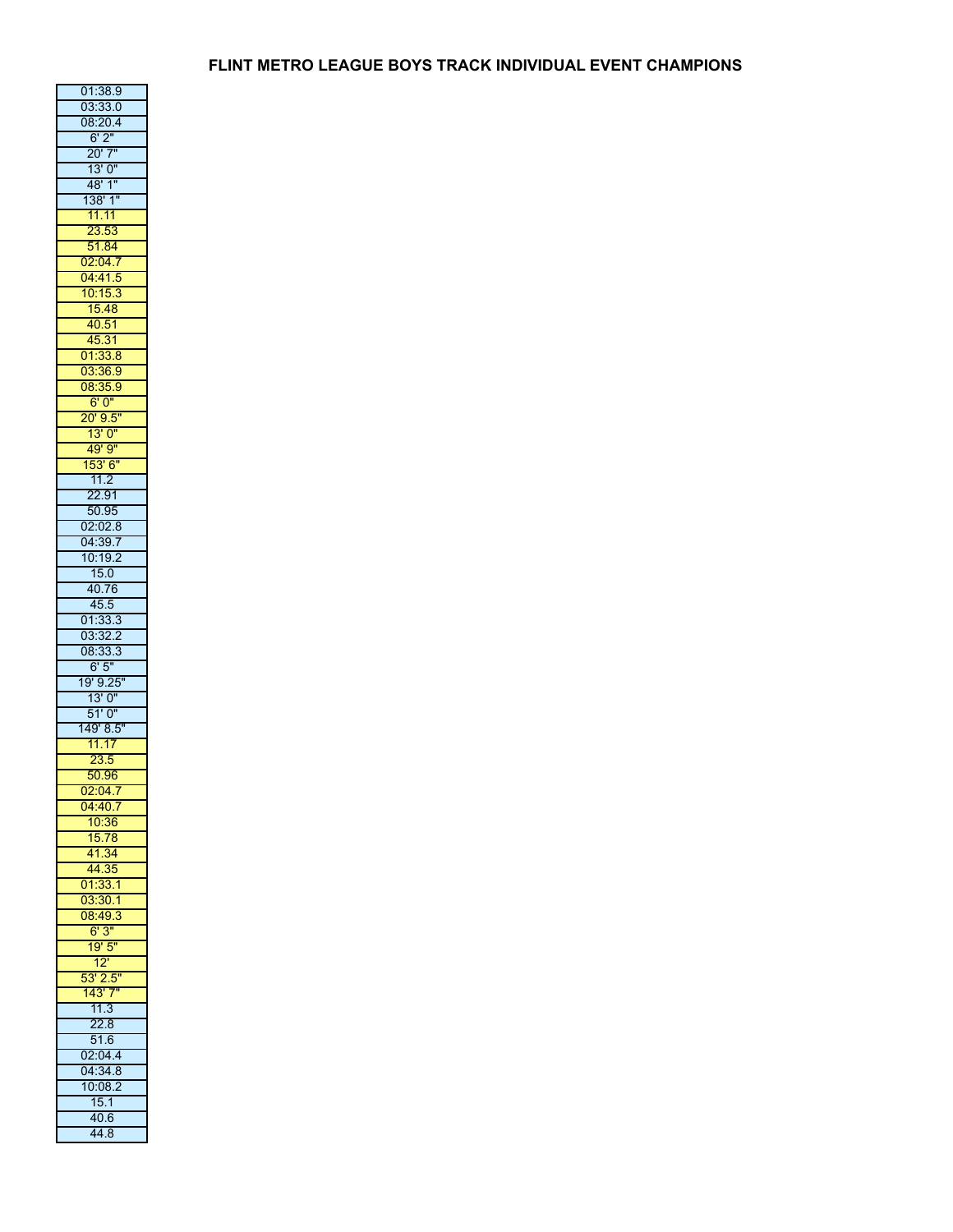# FLINT METRO LEAGUE BOYS TRACK INDIVIDUAL EVENT CHAMPIONS

| |
|---|
| 01:38.9 |
| 03:33.0 |
| 08:20.4 |
| 6' 2" |
| 20' 7" |
| 13' 0" |
| 48' 1" |
| 138' 1" |
| 11.11 |
| 23.53 |
| 51.84 |
| 02:04.7 |
| 04:41.5 |
| 10:15.3 |
| 15.48 |
| 40.51 |
| 45.31 |
| 01:33.8 |
| 03:36.9 |
| 08:35.9 |
| 6' 0" |
| 20' 9.5" |
| 13' 0" |
| 49' 9" |
| 153' 6" |
| 11.2 |
| 22.91 |
| 50.95 |
| 02:02.8 |
| 04:39.7 |
| 10:19.2 |
| 15.0 |
| 40.76 |
| 45.5 |
| 01:33.3 |
| 03:32.2 |
| 08:33.3 |
| 6' 5" |
| 19' 9.25" |
| 13' 0" |
| 51' 0" |
| 149' 8.5" |
| 11.17 |
| 23.5 |
| 50.96 |
| 02:04.7 |
| 04:40.7 |
| 10:36 |
| 15.78 |
| 41.34 |
| 44.35 |
| 01:33.1 |
| 03:30.1 |
| 08:49.3 |
| 6' 3" |
| 19' 5" |
| 12' |
| 53' 2.5" |
| 143' 7" |
| 11.3 |
| 22.8 |
| 51.6 |
| 02:04.4 |
| 04:34.8 |
| 10:08.2 |
| 15.1 |
| 40.6 |
| 44.8 |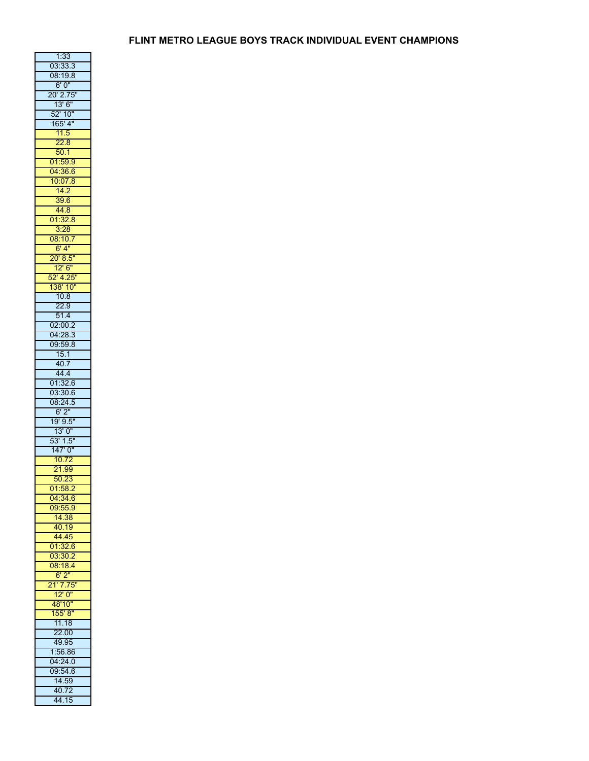# FLINT METRO LEAGUE BOYS TRACK INDIVIDUAL EVENT CHAMPIONS

| |
|---|
| 1:33 |
| 03:33.3 |
| 08:19.8 |
| 6' 0" |
| 20' 2.75" |
| 13' 6" |
| 52' 10" |
| 165' 4" |
| 11.5 |
| 22.8 |
| 50.1 |
| 01:59.9 |
| 04:36.6 |
| 10:07.8 |
| 14.2 |
| 39.6 |
| 44.8 |
| 01:32.8 |
| 3:28 |
| 08:10.7 |
| 6' 4" |
| 20' 8.5" |
| 12' 6" |
| 52' 4.25" |
| 138' 10" |
| 10.8 |
| 22.9 |
| 51.4 |
| 02:00.2 |
| 04:28.3 |
| 09:59.8 |
| 15.1 |
| 40.7 |
| 44.4 |
| 01:32.6 |
| 03:30.6 |
| 08:24.5 |
| 6' 2" |
| 19' 9.5" |
| 13' 0" |
| 53' 1.5" |
| 147' 0" |
| 10.72 |
| 21.99 |
| 50.23 |
| 01:58.2 |
| 04:34.6 |
| 09:55.9 |
| 14.38 |
| 40.19 |
| 44.45 |
| 01:32.6 |
| 03:30.2 |
| 08:18.4 |
| 6' 2" |
| 21' 7.75" |
| 12' 0" |
| 48'10" |
| 155' 8" |
| 11.18 |
| 22.00 |
| 49.95 |
| 1:56.86 |
| 04:24.0 |
| 09:54.6 |
| 14.59 |
| 40.72 |
| 44.15 |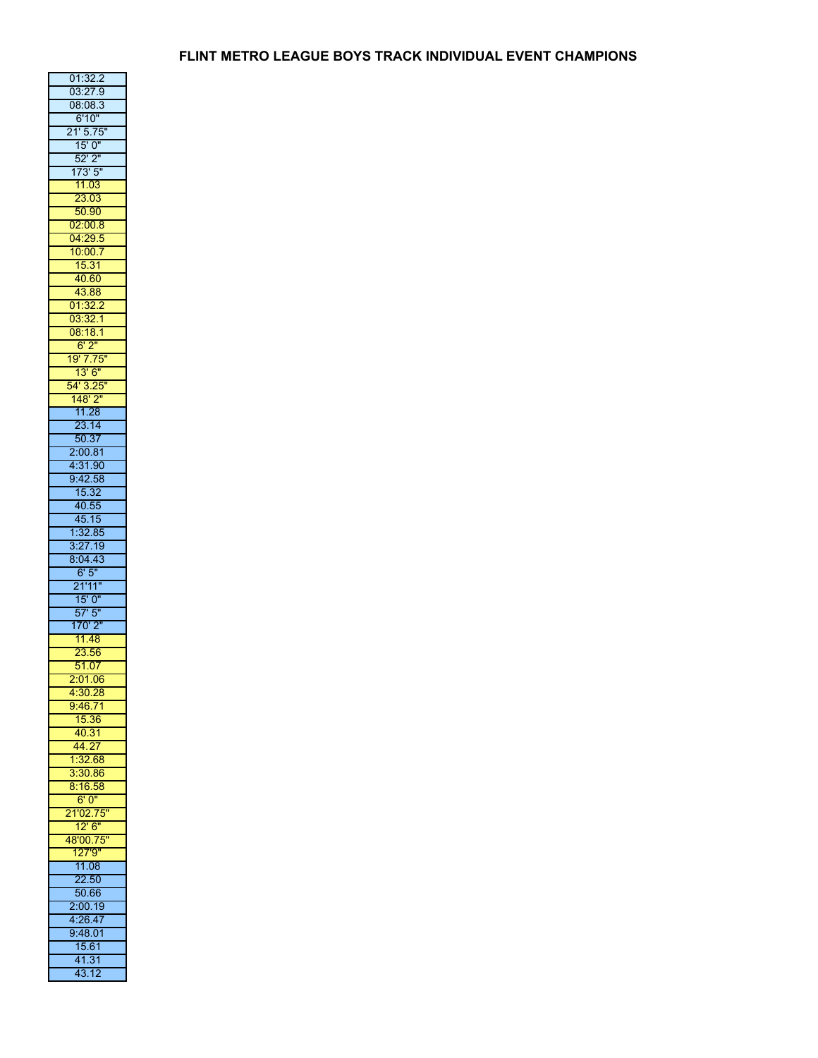# FLINT METRO LEAGUE BOYS TRACK INDIVIDUAL EVENT CHAMPIONS

| |
|---|
| 01:32.2 |
| 03:27.9 |
| 08:08.3 |
| 6'10" |
| 21' 5.75" |
| 15' 0" |
| 52' 2" |
| 173' 5" |
| 11.03 |
| 23.03 |
| 50.90 |
| 02:00.8 |
| 04:29.5 |
| 10:00.7 |
| 15.31 |
| 40.60 |
| 43.88 |
| 01:32.2 |
| 03:32.1 |
| 08:18.1 |
| 6' 2" |
| 19' 7.75" |
| 13' 6" |
| 54' 3.25" |
| 148' 2" |
| 11.28 |
| 23.14 |
| 50.37 |
| 2:00.81 |
| 4:31.90 |
| 9:42.58 |
| 15.32 |
| 40.55 |
| 45.15 |
| 1:32.85 |
| 3:27.19 |
| 8:04.43 |
| 6' 5" |
| 21'11" |
| 15' 0" |
| 57' 5" |
| 170' 2" |
| 11.48 |
| 23.56 |
| 51.07 |
| 2:01.06 |
| 4:30.28 |
| 9:46.71 |
| 15.36 |
| 40.31 |
| 44.27 |
| 1:32.68 |
| 3:30.86 |
| 8:16.58 |
| 6' 0" |
| 21'02.75" |
| 12' 6" |
| 48'00.75" |
| 127'9" |
| 11.08 |
| 22.50 |
| 50.66 |
| 2:00.19 |
| 4:26.47 |
| 9:48.01 |
| 15.61 |
| 41.31 |
| 43.12 |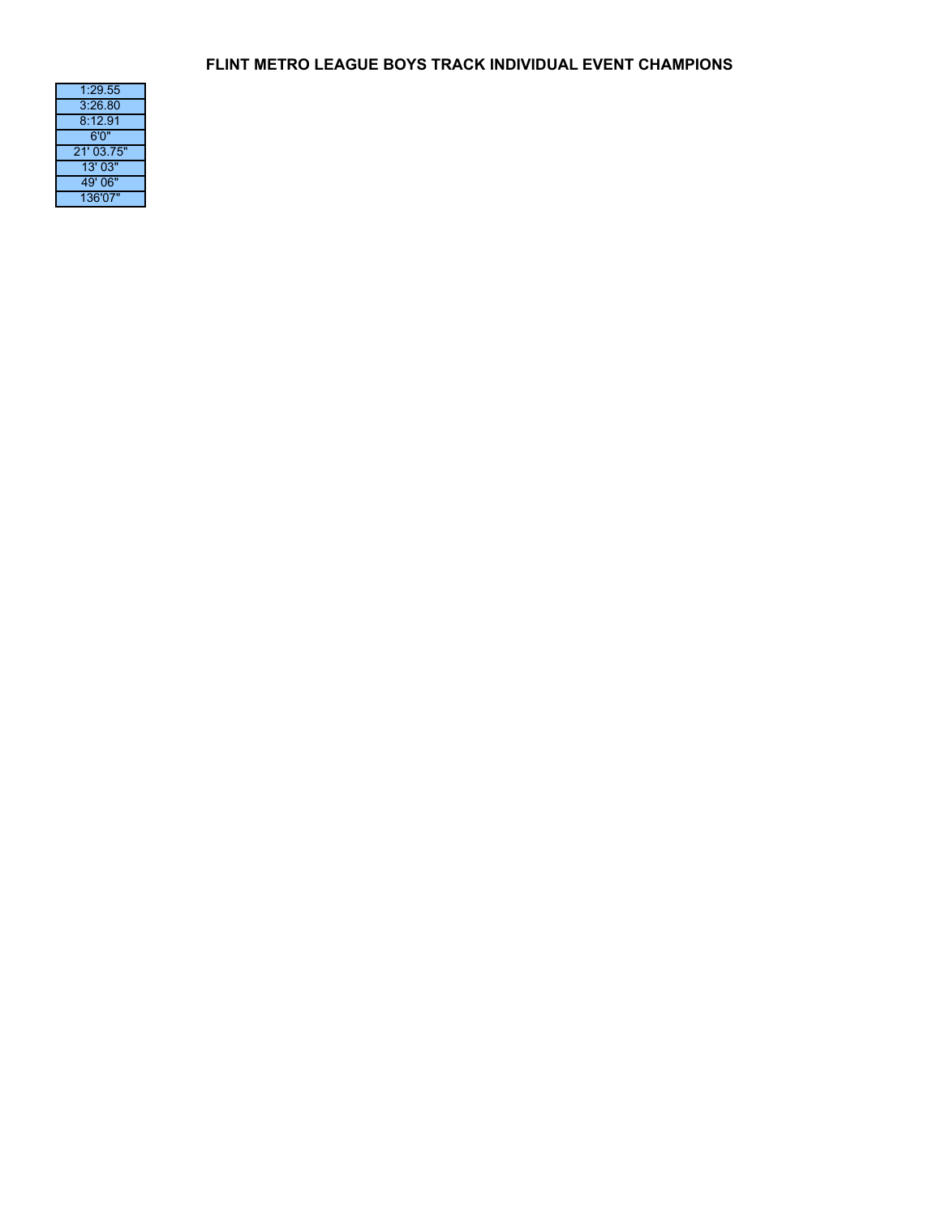**FLINT METRO LEAGUE BOYS TRACK INDIVIDUAL EVENT CHAMPIONS**

| |
|---|
| 1:29.55 |
| 3:26.80 |
| 8:12.91 |
| 6'0" |
| 21' 03.75" |
| 13' 03" |
| 49' 06" |
| 136'07" |